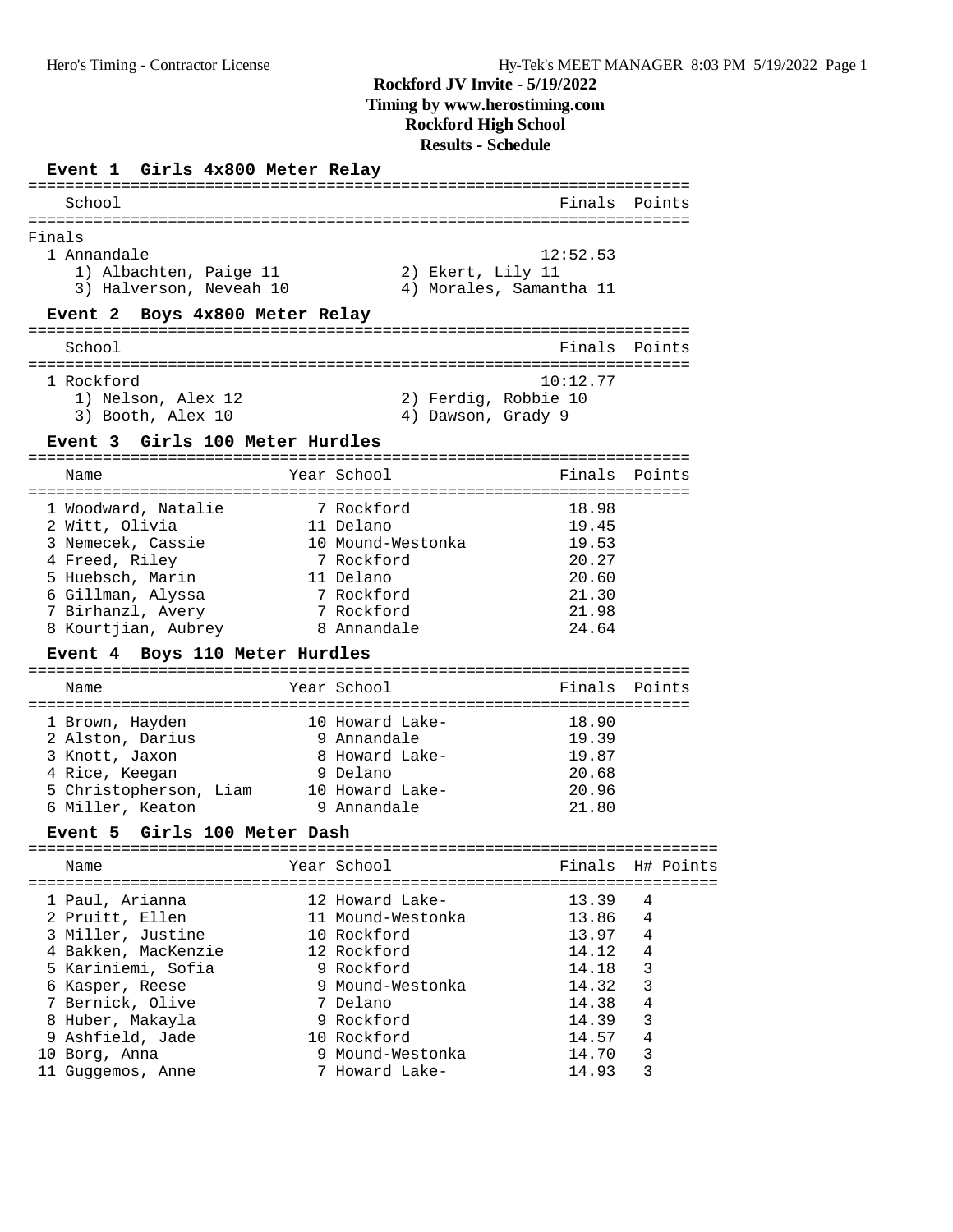# Rockford JV Invite - 5/19/2022

**Timing by www.herostiming.com**

**Rockford High School**

**Results - Schedule**

## Event 1 Girls 4x800 Meter Relay

Finals

| Place | School | Finals | Points |
|---|---|---|---|
| 1 | Annandale | 12:52.53 | |

1) Albachten, Paige 11 — 2) Ekert, Lily 11 — 3) Halverson, Neveah 10 — 4) Morales, Samantha 11

## Event 2 Boys 4x800 Meter Relay

| Place | School | Finals | Points |
|---|---|---|---|
| 1 | Rockford | 10:12.77 | |

1) Nelson, Alex 12 — 2) Ferdig, Robbie 10 — 3) Booth, Alex 10 — 4) Dawson, Grady 9

## Event 3 Girls 100 Meter Hurdles

| Place | Name | Year | School | Finals | Points |
|---|---|---|---|---|---|
| 1 | Woodward, Natalie | 7 | Rockford | 18.98 | |
| 2 | Witt, Olivia | 11 | Delano | 19.45 | |
| 3 | Nemecek, Cassie | 10 | Mound-Westonka | 19.53 | |
| 4 | Freed, Riley | 7 | Rockford | 20.27 | |
| 5 | Huebsch, Marin | 11 | Delano | 20.60 | |
| 6 | Gillman, Alyssa | 7 | Rockford | 21.30 | |
| 7 | Birhanzl, Avery | 7 | Rockford | 21.98 | |
| 8 | Kourtjian, Aubrey | 8 | Annandale | 24.64 | |

## Event 4 Boys 110 Meter Hurdles

| Place | Name | Year | School | Finals | Points |
|---|---|---|---|---|---|
| 1 | Brown, Hayden | 10 | Howard Lake- | 18.90 | |
| 2 | Alston, Darius | 9 | Annandale | 19.39 | |
| 3 | Knott, Jaxon | 8 | Howard Lake- | 19.87 | |
| 4 | Rice, Keegan | 9 | Delano | 20.68 | |
| 5 | Christopherson, Liam | 10 | Howard Lake- | 20.96 | |
| 6 | Miller, Keaton | 9 | Annandale | 21.80 | |

## Event 5 Girls 100 Meter Dash

| Place | Name | Year | School | Finals | H# | Points |
|---|---|---|---|---|---|---|
| 1 | Paul, Arianna | 12 | Howard Lake- | 13.39 | 4 | |
| 2 | Pruitt, Ellen | 11 | Mound-Westonka | 13.86 | 4 | |
| 3 | Miller, Justine | 10 | Rockford | 13.97 | 4 | |
| 4 | Bakken, MacKenzie | 12 | Rockford | 14.12 | 4 | |
| 5 | Kariniemi, Sofia | 9 | Rockford | 14.18 | 3 | |
| 6 | Kasper, Reese | 9 | Mound-Westonka | 14.32 | 3 | |
| 7 | Bernick, Olive | 7 | Delano | 14.38 | 4 | |
| 8 | Huber, Makayla | 9 | Rockford | 14.39 | 3 | |
| 9 | Ashfield, Jade | 10 | Rockford | 14.57 | 4 | |
| 10 | Borg, Anna | 9 | Mound-Westonka | 14.70 | 3 | |
| 11 | Guggemos, Anne | 7 | Howard Lake- | 14.93 | 3 | |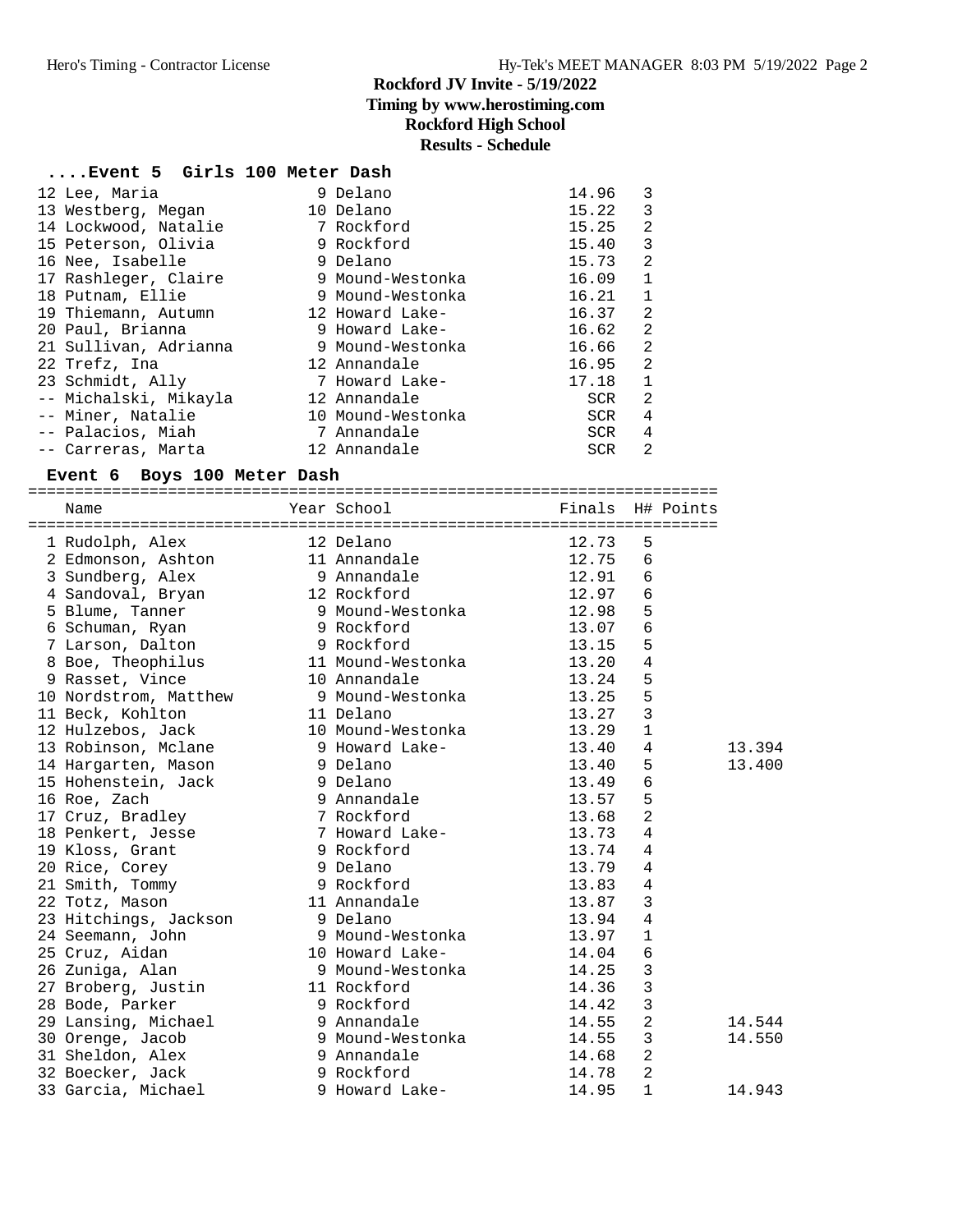# Rockford JV Invite - 5/19/2022

**Timing by www.herostiming.com**

**Rockford High School**

**Results - Schedule**

### ....Event 5 Girls 100 Meter Dash

| Place | Name | Year | School | Finals | H# |
|---|---|---|---|---|---|
| 12 | Lee, Maria | 9 | Delano | 14.96 | 3 |
| 13 | Westberg, Megan | 10 | Delano | 15.22 | 3 |
| 14 | Lockwood, Natalie | 7 | Rockford | 15.25 | 2 |
| 15 | Peterson, Olivia | 9 | Rockford | 15.40 | 3 |
| 16 | Nee, Isabelle | 9 | Delano | 15.73 | 2 |
| 17 | Rashleger, Claire | 9 | Mound-Westonka | 16.09 | 1 |
| 18 | Putnam, Ellie | 9 | Mound-Westonka | 16.21 | 1 |
| 19 | Thiemann, Autumn | 12 | Howard Lake- | 16.37 | 2 |
| 20 | Paul, Brianna | 9 | Howard Lake- | 16.62 | 2 |
| 21 | Sullivan, Adrianna | 9 | Mound-Westonka | 16.66 | 2 |
| 22 | Trefz, Ina | 12 | Annandale | 16.95 | 2 |
| 23 | Schmidt, Ally | 7 | Howard Lake- | 17.18 | 1 |
| -- | Michalski, Mikayla | 12 | Annandale | SCR | 2 |
| -- | Miner, Natalie | 10 | Mound-Westonka | SCR | 4 |
| -- | Palacios, Miah | 7 | Annandale | SCR | 4 |
| -- | Carreras, Marta | 12 | Annandale | SCR | 2 |

### Event 6 Boys 100 Meter Dash

| Place | Name | Year | School | Finals | H# | Points | |
|---|---|---|---|---|---|---|---|
| 1 | Rudolph, Alex | 12 | Delano | 12.73 | 5 | | |
| 2 | Edmonson, Ashton | 11 | Annandale | 12.75 | 6 | | |
| 3 | Sundberg, Alex | 9 | Annandale | 12.91 | 6 | | |
| 4 | Sandoval, Bryan | 12 | Rockford | 12.97 | 6 | | |
| 5 | Blume, Tanner | 9 | Mound-Westonka | 12.98 | 5 | | |
| 6 | Schuman, Ryan | 9 | Rockford | 13.07 | 6 | | |
| 7 | Larson, Dalton | 9 | Rockford | 13.15 | 5 | | |
| 8 | Boe, Theophilus | 11 | Mound-Westonka | 13.20 | 4 | | |
| 9 | Rasset, Vince | 10 | Annandale | 13.24 | 5 | | |
| 10 | Nordstrom, Matthew | 9 | Mound-Westonka | 13.25 | 5 | | |
| 11 | Beck, Kohlton | 11 | Delano | 13.27 | 3 | | |
| 12 | Hulzebos, Jack | 10 | Mound-Westonka | 13.29 | 1 | | |
| 13 | Robinson, Mclane | 9 | Howard Lake- | 13.40 | 4 | | 13.394 |
| 14 | Hargarten, Mason | 9 | Delano | 13.40 | 5 | | 13.400 |
| 15 | Hohenstein, Jack | 9 | Delano | 13.49 | 6 | | |
| 16 | Roe, Zach | 9 | Annandale | 13.57 | 5 | | |
| 17 | Cruz, Bradley | 7 | Rockford | 13.68 | 2 | | |
| 18 | Penkert, Jesse | 7 | Howard Lake- | 13.73 | 4 | | |
| 19 | Kloss, Grant | 9 | Rockford | 13.74 | 4 | | |
| 20 | Rice, Corey | 9 | Delano | 13.79 | 4 | | |
| 21 | Smith, Tommy | 9 | Rockford | 13.83 | 4 | | |
| 22 | Totz, Mason | 11 | Annandale | 13.87 | 3 | | |
| 23 | Hitchings, Jackson | 9 | Delano | 13.94 | 4 | | |
| 24 | Seemann, John | 9 | Mound-Westonka | 13.97 | 1 | | |
| 25 | Cruz, Aidan | 10 | Howard Lake- | 14.04 | 6 | | |
| 26 | Zuniga, Alan | 9 | Mound-Westonka | 14.25 | 3 | | |
| 27 | Broberg, Justin | 11 | Rockford | 14.36 | 3 | | |
| 28 | Bode, Parker | 9 | Rockford | 14.42 | 3 | | |
| 29 | Lansing, Michael | 9 | Annandale | 14.55 | 2 | | 14.544 |
| 30 | Orenge, Jacob | 9 | Mound-Westonka | 14.55 | 3 | | 14.550 |
| 31 | Sheldon, Alex | 9 | Annandale | 14.68 | 2 | | |
| 32 | Boecker, Jack | 9 | Rockford | 14.78 | 2 | | |
| 33 | Garcia, Michael | 9 | Howard Lake- | 14.95 | 1 | | 14.943 |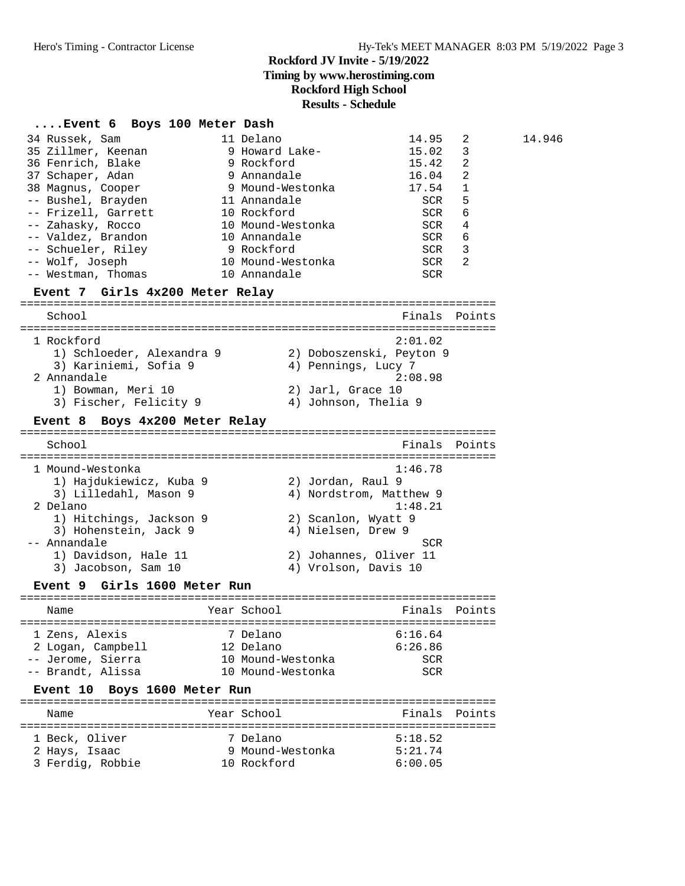# Rockford JV Invite - 5/19/2022
## Timing by www.herostiming.com
## Rockford High School
## Results - Schedule

### ....Event 6 Boys 100 Meter Dash

| Place | Name | Year | School | Finals | H# | |
|---|---|---|---|---|---|---|
| 34 | Russek, Sam | 11 | Delano | 14.95 | 2 | 14.946 |
| 35 | Zillmer, Keenan | 9 | Howard Lake- | 15.02 | 3 | |
| 36 | Fenrich, Blake | 9 | Rockford | 15.42 | 2 | |
| 37 | Schaper, Adan | 9 | Annandale | 16.04 | 2 | |
| 38 | Magnus, Cooper | 9 | Mound-Westonka | 17.54 | 1 | |
| -- | Bushel, Brayden | 11 | Annandale | SCR | 5 | |
| -- | Frizell, Garrett | 10 | Rockford | SCR | 6 | |
| -- | Zahasky, Rocco | 10 | Mound-Westonka | SCR | 4 | |
| -- | Valdez, Brandon | 10 | Annandale | SCR | 6 | |
| -- | Schueler, Riley | 9 | Rockford | SCR | 3 | |
| -- | Wolf, Joseph | 10 | Mound-Westonka | SCR | 2 | |
| -- | Westman, Thomas | 10 | Annandale | SCR | | |

### Event 7 Girls 4x200 Meter Relay

| Place | School | Finals | Points |
|---|---|---|---|
| 1 | Rockford | 2:01.02 | |
| | 1) Schloeder, Alexandra 9; 2) Doboszenski, Peyton 9; 3) Kariniemi, Sofia 9; 4) Pennings, Lucy 7 | | |
| 2 | Annandale | 2:08.98 | |
| | 1) Bowman, Meri 10; 2) Jarl, Grace 10; 3) Fischer, Felicity 9; 4) Johnson, Thelia 9 | | |

### Event 8 Boys 4x200 Meter Relay

| Place | School | Finals | Points |
|---|---|---|---|
| 1 | Mound-Westonka | 1:46.78 | |
| | 1) Hajdukiewicz, Kuba 9; 2) Jordan, Raul 9; 3) Lilledahl, Mason 9; 4) Nordstrom, Matthew 9 | | |
| 2 | Delano | 1:48.21 | |
| | 1) Hitchings, Jackson 9; 2) Scanlon, Wyatt 9; 3) Hohenstein, Jack 9; 4) Nielsen, Drew 9 | | |
| -- | Annandale | SCR | |
| | 1) Davidson, Hale 11; 2) Johannes, Oliver 11; 3) Jacobson, Sam 10; 4) Vrolson, Davis 10 | | |

### Event 9 Girls 1600 Meter Run

| Place | Name | Year | School | Finals | Points |
|---|---|---|---|---|---|
| 1 | Zens, Alexis | 7 | Delano | 6:16.64 | |
| 2 | Logan, Campbell | 12 | Delano | 6:26.86 | |
| -- | Jerome, Sierra | 10 | Mound-Westonka | SCR | |
| -- | Brandt, Alissa | 10 | Mound-Westonka | SCR | |

### Event 10 Boys 1600 Meter Run

| Place | Name | Year | School | Finals | Points |
|---|---|---|---|---|---|
| 1 | Beck, Oliver | 7 | Delano | 5:18.52 | |
| 2 | Hays, Isaac | 9 | Mound-Westonka | 5:21.74 | |
| 3 | Ferdig, Robbie | 10 | Rockford | 6:00.05 | |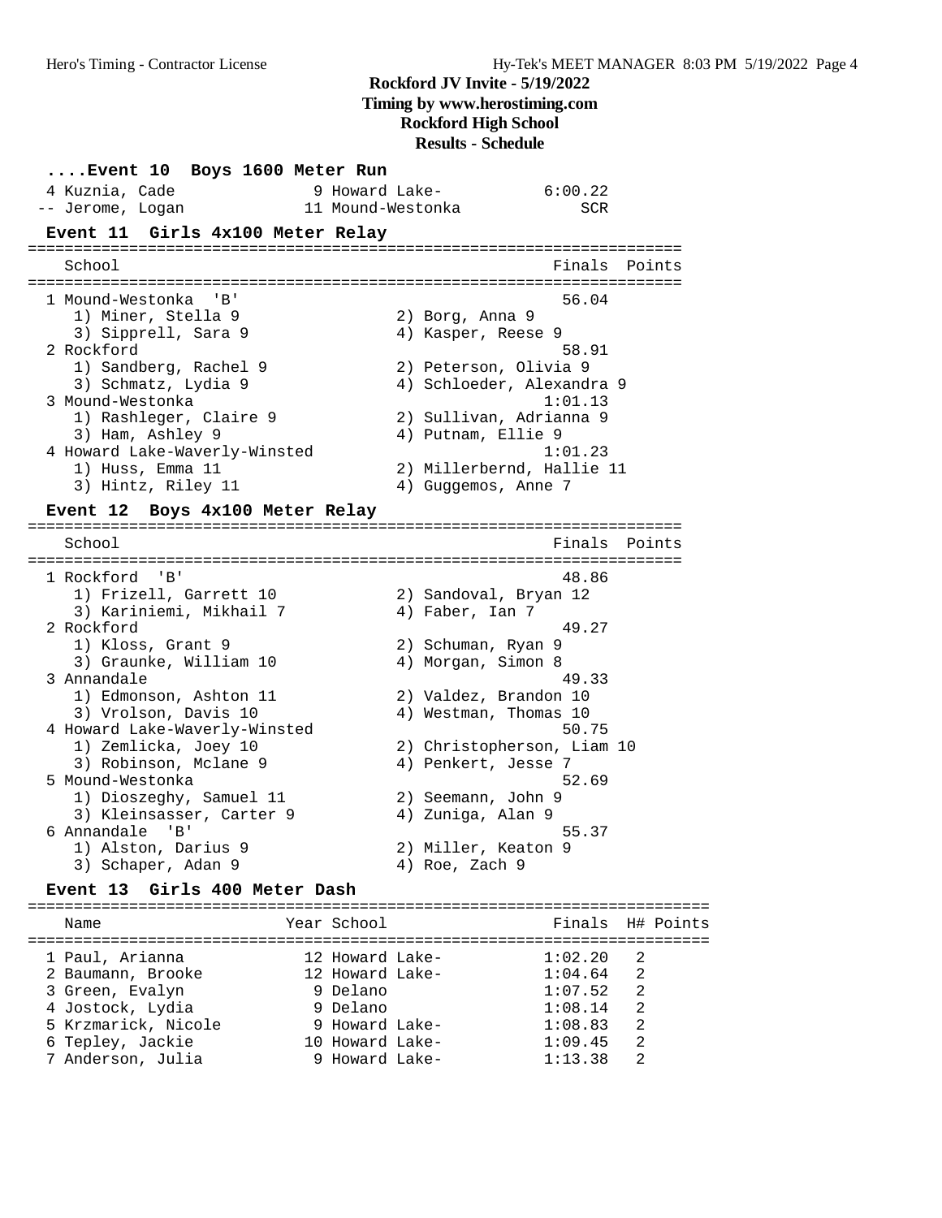# Rockford JV Invite - 5/19/2022

**Timing by www.herostiming.com**

**Rockford High School**

**Results - Schedule**

### ....Event 10 Boys 1600 Meter Run

| Place | Name | Year | School | Finals |
|---|---|---|---|---|
| 4 | Kuznia, Cade | 9 | Howard Lake- | 6:00.22 |
| -- | Jerome, Logan | 11 | Mound-Westonka | SCR |

### Event 11 Girls 4x100 Meter Relay

| Place | School | Finals | Points |
|---|---|---|---|
| 1 | Mound-Westonka 'B' | 56.04 | |
| | 1) Miner, Stella 9; 2) Borg, Anna 9; 3) Sipprell, Sara 9; 4) Kasper, Reese 9 | | |
| 2 | Rockford | 58.91 | |
| | 1) Sandberg, Rachel 9; 2) Peterson, Olivia 9; 3) Schmatz, Lydia 9; 4) Schloeder, Alexandra 9 | | |
| 3 | Mound-Westonka | 1:01.13 | |
| | 1) Rashleger, Claire 9; 2) Sullivan, Adrianna 9; 3) Ham, Ashley 9; 4) Putnam, Ellie 9 | | |
| 4 | Howard Lake-Waverly-Winsted | 1:01.23 | |
| | 1) Huss, Emma 11; 2) Millerbernd, Hallie 11; 3) Hintz, Riley 11; 4) Guggemos, Anne 7 | | |

### Event 12 Boys 4x100 Meter Relay

| Place | School | Finals | Points |
|---|---|---|---|
| 1 | Rockford 'B' | 48.86 | |
| | 1) Frizell, Garrett 10; 2) Sandoval, Bryan 12; 3) Kariniemi, Mikhail 7; 4) Faber, Ian 7 | | |
| 2 | Rockford | 49.27 | |
| | 1) Kloss, Grant 9; 2) Schuman, Ryan 9; 3) Graunke, William 10; 4) Morgan, Simon 8 | | |
| 3 | Annandale | 49.33 | |
| | 1) Edmonson, Ashton 11; 2) Valdez, Brandon 10; 3) Vrolson, Davis 10; 4) Westman, Thomas 10 | | |
| 4 | Howard Lake-Waverly-Winsted | 50.75 | |
| | 1) Zemlicka, Joey 10; 2) Christopherson, Liam 10; 3) Robinson, Mclane 9; 4) Penkert, Jesse 7 | | |
| 5 | Mound-Westonka | 52.69 | |
| | 1) Dioszeghy, Samuel 11; 2) Seemann, John 9; 3) Kleinsasser, Carter 9; 4) Zuniga, Alan 9 | | |
| 6 | Annandale 'B' | 55.37 | |
| | 1) Alston, Darius 9; 2) Miller, Keaton 9; 3) Schaper, Adan 9; 4) Roe, Zach 9 | | |

### Event 13 Girls 400 Meter Dash

| Place | Name | Year | School | Finals | H# | Points |
|---|---|---|---|---|---|---|
| 1 | Paul, Arianna | 12 | Howard Lake- | 1:02.20 | 2 | |
| 2 | Baumann, Brooke | 12 | Howard Lake- | 1:04.64 | 2 | |
| 3 | Green, Evalyn | 9 | Delano | 1:07.52 | 2 | |
| 4 | Jostock, Lydia | 9 | Delano | 1:08.14 | 2 | |
| 5 | Krzmarick, Nicole | 9 | Howard Lake- | 1:08.83 | 2 | |
| 6 | Tepley, Jackie | 10 | Howard Lake- | 1:09.45 | 2 | |
| 7 | Anderson, Julia | 9 | Howard Lake- | 1:13.38 | 2 | |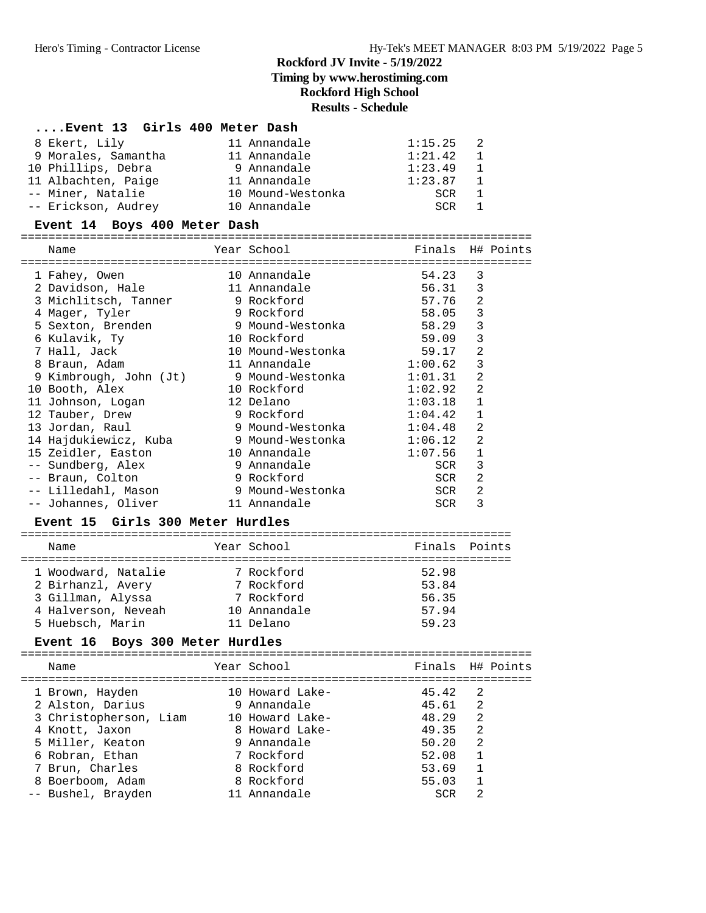# Rockford JV Invite - 5/19/2022
## Timing by www.herostiming.com
## Rockford High School
## Results - Schedule

### ....Event 13 Girls 400 Meter Dash

| Place | Name | Year | School | Finals | H# |
|---|---|---|---|---|---|
| 8 | Ekert, Lily | 11 | Annandale | 1:15.25 | 2 |
| 9 | Morales, Samantha | 11 | Annandale | 1:21.42 | 1 |
| 10 | Phillips, Debra | 9 | Annandale | 1:23.49 | 1 |
| 11 | Albachten, Paige | 11 | Annandale | 1:23.87 | 1 |
| -- | Miner, Natalie | 10 | Mound-Westonka | SCR | 1 |
| -- | Erickson, Audrey | 10 | Annandale | SCR | 1 |

### Event 14 Boys 400 Meter Dash

| Place | Name | Year | School | Finals | H# | Points |
|---|---|---|---|---|---|---|
| 1 | Fahey, Owen | 10 | Annandale | 54.23 | 3 | |
| 2 | Davidson, Hale | 11 | Annandale | 56.31 | 3 | |
| 3 | Michlitsch, Tanner | 9 | Rockford | 57.76 | 2 | |
| 4 | Mager, Tyler | 9 | Rockford | 58.05 | 3 | |
| 5 | Sexton, Brenden | 9 | Mound-Westonka | 58.29 | 3 | |
| 6 | Kulavik, Ty | 10 | Rockford | 59.09 | 3 | |
| 7 | Hall, Jack | 10 | Mound-Westonka | 59.17 | 2 | |
| 8 | Braun, Adam | 11 | Annandale | 1:00.62 | 3 | |
| 9 | Kimbrough, John (Jt) | 9 | Mound-Westonka | 1:01.31 | 2 | |
| 10 | Booth, Alex | 10 | Rockford | 1:02.92 | 2 | |
| 11 | Johnson, Logan | 12 | Delano | 1:03.18 | 1 | |
| 12 | Tauber, Drew | 9 | Rockford | 1:04.42 | 1 | |
| 13 | Jordan, Raul | 9 | Mound-Westonka | 1:04.48 | 2 | |
| 14 | Hajdukiewicz, Kuba | 9 | Mound-Westonka | 1:06.12 | 2 | |
| 15 | Zeidler, Easton | 10 | Annandale | 1:07.56 | 1 | |
| -- | Sundberg, Alex | 9 | Annandale | SCR | 3 | |
| -- | Braun, Colton | 9 | Rockford | SCR | 2 | |
| -- | Lilledahl, Mason | 9 | Mound-Westonka | SCR | 2 | |
| -- | Johannes, Oliver | 11 | Annandale | SCR | 3 | |

### Event 15 Girls 300 Meter Hurdles

| Place | Name | Year | School | Finals | Points |
|---|---|---|---|---|---|
| 1 | Woodward, Natalie | 7 | Rockford | 52.98 | |
| 2 | Birhanzl, Avery | 7 | Rockford | 53.84 | |
| 3 | Gillman, Alyssa | 7 | Rockford | 56.35 | |
| 4 | Halverson, Neveah | 10 | Annandale | 57.94 | |
| 5 | Huebsch, Marin | 11 | Delano | 59.23 | |

### Event 16 Boys 300 Meter Hurdles

| Place | Name | Year | School | Finals | H# | Points |
|---|---|---|---|---|---|---|
| 1 | Brown, Hayden | 10 | Howard Lake- | 45.42 | 2 | |
| 2 | Alston, Darius | 9 | Annandale | 45.61 | 2 | |
| 3 | Christopherson, Liam | 10 | Howard Lake- | 48.29 | 2 | |
| 4 | Knott, Jaxon | 8 | Howard Lake- | 49.35 | 2 | |
| 5 | Miller, Keaton | 9 | Annandale | 50.20 | 2 | |
| 6 | Robran, Ethan | 7 | Rockford | 52.08 | 1 | |
| 7 | Brun, Charles | 8 | Rockford | 53.69 | 1 | |
| 8 | Boerboom, Adam | 8 | Rockford | 55.03 | 1 | |
| -- | Bushel, Brayden | 11 | Annandale | SCR | 2 | |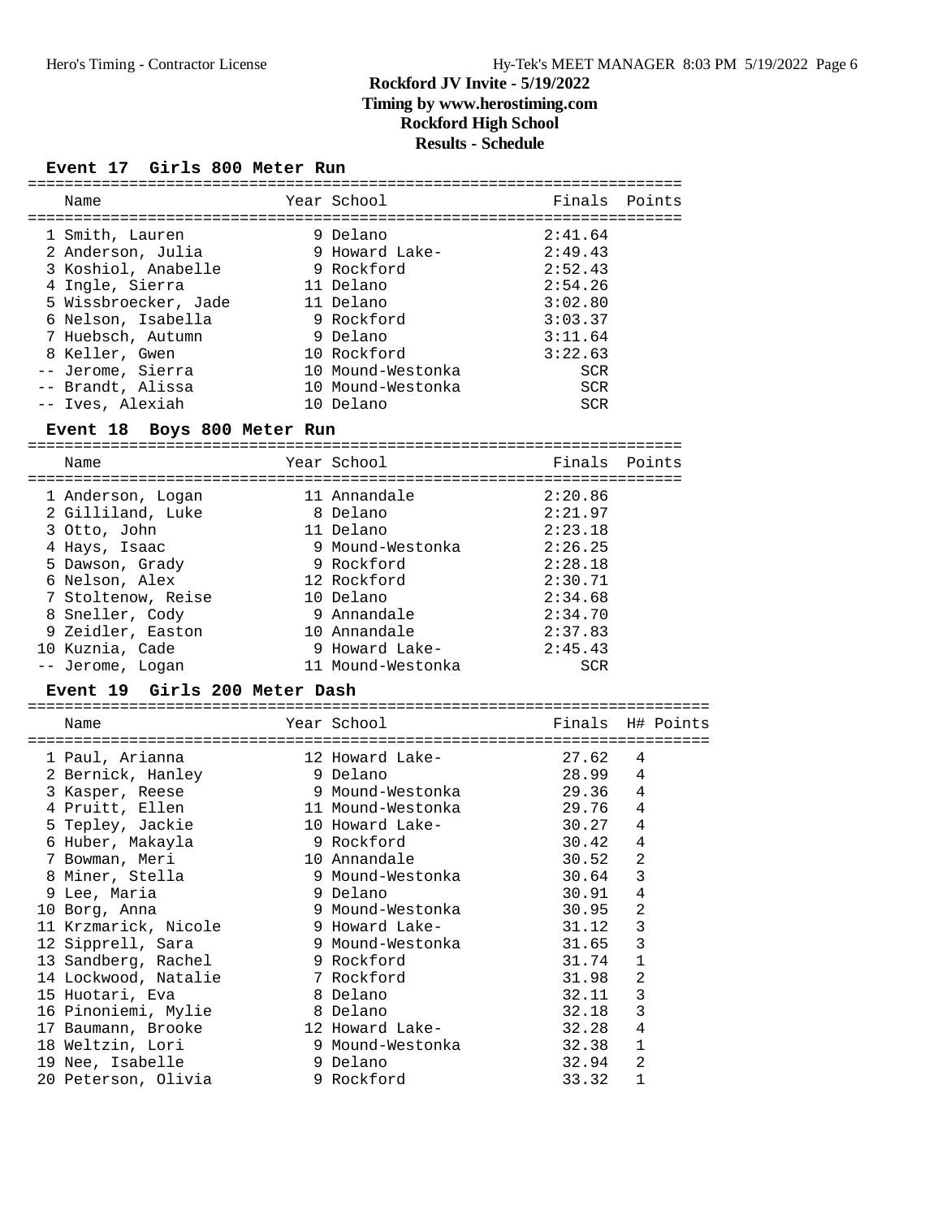# Rockford JV Invite - 5/19/2022
## Timing by www.herostiming.com
## Rockford High School
## Results - Schedule

### Event 17 Girls 800 Meter Run

| | Name | Year | School | Finals | Points |
|---|---|---|---|---|---|
| 1 | Smith, Lauren | 9 | Delano | 2:41.64 | |
| 2 | Anderson, Julia | 9 | Howard Lake- | 2:49.43 | |
| 3 | Koshiol, Anabelle | 9 | Rockford | 2:52.43 | |
| 4 | Ingle, Sierra | 11 | Delano | 2:54.26 | |
| 5 | Wissbroecker, Jade | 11 | Delano | 3:02.80 | |
| 6 | Nelson, Isabella | 9 | Rockford | 3:03.37 | |
| 7 | Huebsch, Autumn | 9 | Delano | 3:11.64 | |
| 8 | Keller, Gwen | 10 | Rockford | 3:22.63 | |
| -- | Jerome, Sierra | 10 | Mound-Westonka | SCR | |
| -- | Brandt, Alissa | 10 | Mound-Westonka | SCR | |
| -- | Ives, Alexiah | 10 | Delano | SCR | |

### Event 18 Boys 800 Meter Run

| | Name | Year | School | Finals | Points |
|---|---|---|---|---|---|
| 1 | Anderson, Logan | 11 | Annandale | 2:20.86 | |
| 2 | Gilliland, Luke | 8 | Delano | 2:21.97 | |
| 3 | Otto, John | 11 | Delano | 2:23.18 | |
| 4 | Hays, Isaac | 9 | Mound-Westonka | 2:26.25 | |
| 5 | Dawson, Grady | 9 | Rockford | 2:28.18 | |
| 6 | Nelson, Alex | 12 | Rockford | 2:30.71 | |
| 7 | Stoltenow, Reise | 10 | Delano | 2:34.68 | |
| 8 | Sneller, Cody | 9 | Annandale | 2:34.70 | |
| 9 | Zeidler, Easton | 10 | Annandale | 2:37.83 | |
| 10 | Kuznia, Cade | 9 | Howard Lake- | 2:45.43 | |
| -- | Jerome, Logan | 11 | Mound-Westonka | SCR | |

### Event 19 Girls 200 Meter Dash

| | Name | Year | School | Finals | H# | Points |
|---|---|---|---|---|---|---|
| 1 | Paul, Arianna | 12 | Howard Lake- | 27.62 | 4 | |
| 2 | Bernick, Hanley | 9 | Delano | 28.99 | 4 | |
| 3 | Kasper, Reese | 9 | Mound-Westonka | 29.36 | 4 | |
| 4 | Pruitt, Ellen | 11 | Mound-Westonka | 29.76 | 4 | |
| 5 | Tepley, Jackie | 10 | Howard Lake- | 30.27 | 4 | |
| 6 | Huber, Makayla | 9 | Rockford | 30.42 | 4 | |
| 7 | Bowman, Meri | 10 | Annandale | 30.52 | 2 | |
| 8 | Miner, Stella | 9 | Mound-Westonka | 30.64 | 3 | |
| 9 | Lee, Maria | 9 | Delano | 30.91 | 4 | |
| 10 | Borg, Anna | 9 | Mound-Westonka | 30.95 | 2 | |
| 11 | Krzmarick, Nicole | 9 | Howard Lake- | 31.12 | 3 | |
| 12 | Sipprell, Sara | 9 | Mound-Westonka | 31.65 | 3 | |
| 13 | Sandberg, Rachel | 9 | Rockford | 31.74 | 1 | |
| 14 | Lockwood, Natalie | 7 | Rockford | 31.98 | 2 | |
| 15 | Huotari, Eva | 8 | Delano | 32.11 | 3 | |
| 16 | Pinoniemi, Mylie | 8 | Delano | 32.18 | 3 | |
| 17 | Baumann, Brooke | 12 | Howard Lake- | 32.28 | 4 | |
| 18 | Weltzin, Lori | 9 | Mound-Westonka | 32.38 | 1 | |
| 19 | Nee, Isabelle | 9 | Delano | 32.94 | 2 | |
| 20 | Peterson, Olivia | 9 | Rockford | 33.32 | 1 | |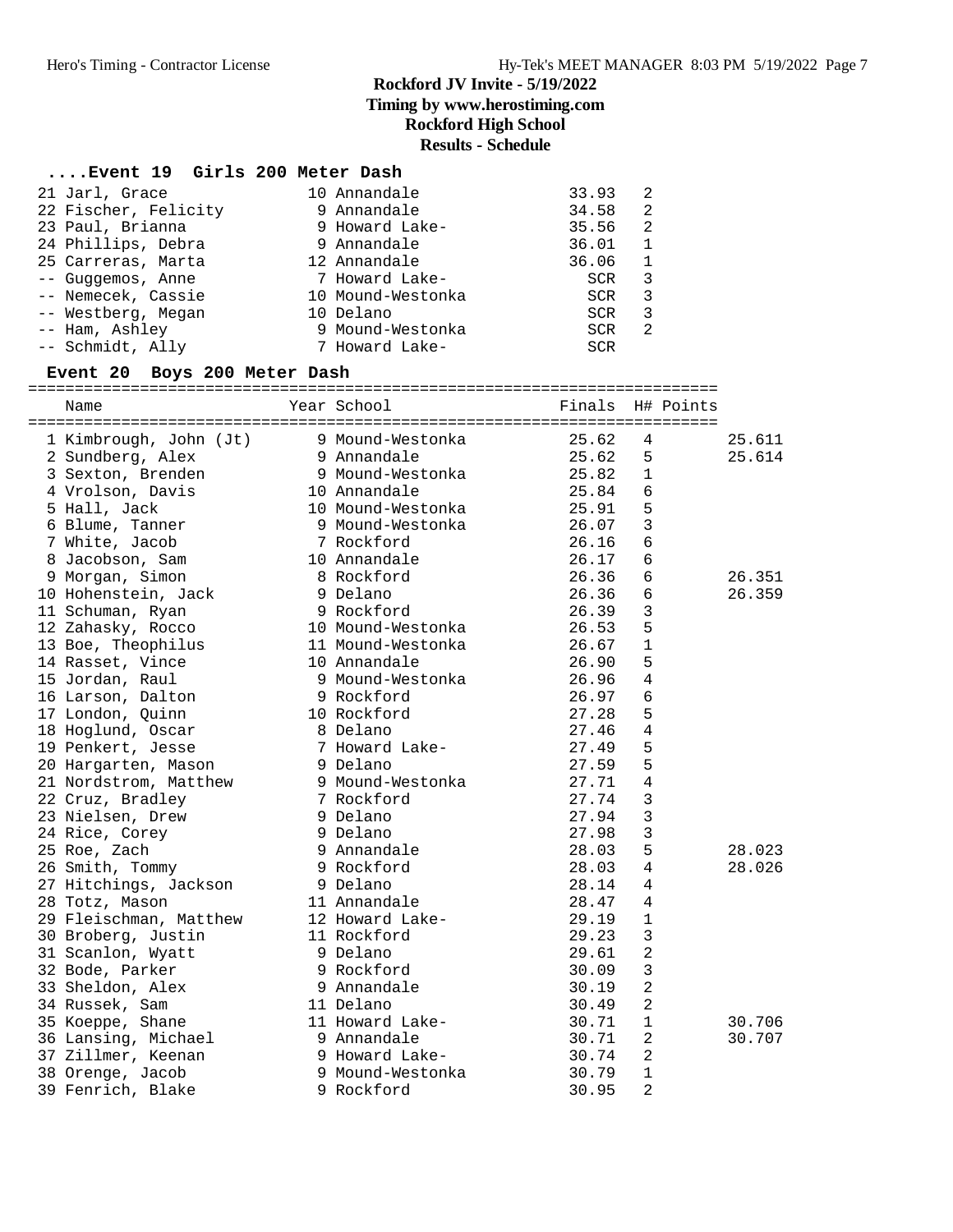Rockford JV Invite - 5/19/2022
Timing by www.herostiming.com
Rockford High School
Results - Schedule

### ....Event 19 Girls 200 Meter Dash

| Place | Name | Year | School | Finals | H# | Points |
|---|---|---|---|---|---|---|
| 21 | Jarl, Grace | 10 | Annandale | 33.93 | 2 | |
| 22 | Fischer, Felicity | 9 | Annandale | 34.58 | 2 | |
| 23 | Paul, Brianna | 9 | Howard Lake- | 35.56 | 2 | |
| 24 | Phillips, Debra | 9 | Annandale | 36.01 | 1 | |
| 25 | Carreras, Marta | 12 | Annandale | 36.06 | 1 | |
| -- | Guggemos, Anne | 7 | Howard Lake- | SCR | 3 | |
| -- | Nemecek, Cassie | 10 | Mound-Westonka | SCR | 3 | |
| -- | Westberg, Megan | 10 | Delano | SCR | 3 | |
| -- | Ham, Ashley | 9 | Mound-Westonka | SCR | 2 | |
| -- | Schmidt, Ally | 7 | Howard Lake- | SCR | | |

### Event 20 Boys 200 Meter Dash

| Place | Name | Year | School | Finals | H# | Points | |
|---|---|---|---|---|---|---|---|
| 1 | Kimbrough, John (Jt) | 9 | Mound-Westonka | 25.62 | 4 | | 25.611 |
| 2 | Sundberg, Alex | 9 | Annandale | 25.62 | 5 | | 25.614 |
| 3 | Sexton, Brenden | 9 | Mound-Westonka | 25.82 | 1 | | |
| 4 | Vrolson, Davis | 10 | Annandale | 25.84 | 6 | | |
| 5 | Hall, Jack | 10 | Mound-Westonka | 25.91 | 5 | | |
| 6 | Blume, Tanner | 9 | Mound-Westonka | 26.07 | 3 | | |
| 7 | White, Jacob | 7 | Rockford | 26.16 | 6 | | |
| 8 | Jacobson, Sam | 10 | Annandale | 26.17 | 6 | | |
| 9 | Morgan, Simon | 8 | Rockford | 26.36 | 6 | | 26.351 |
| 10 | Hohenstein, Jack | 9 | Delano | 26.36 | 6 | | 26.359 |
| 11 | Schuman, Ryan | 9 | Rockford | 26.39 | 3 | | |
| 12 | Zahasky, Rocco | 10 | Mound-Westonka | 26.53 | 5 | | |
| 13 | Boe, Theophilus | 11 | Mound-Westonka | 26.67 | 1 | | |
| 14 | Rasset, Vince | 10 | Annandale | 26.90 | 5 | | |
| 15 | Jordan, Raul | 9 | Mound-Westonka | 26.96 | 4 | | |
| 16 | Larson, Dalton | 9 | Rockford | 26.97 | 6 | | |
| 17 | London, Quinn | 10 | Rockford | 27.28 | 5 | | |
| 18 | Hoglund, Oscar | 8 | Delano | 27.46 | 4 | | |
| 19 | Penkert, Jesse | 7 | Howard Lake- | 27.49 | 5 | | |
| 20 | Hargarten, Mason | 9 | Delano | 27.59 | 5 | | |
| 21 | Nordstrom, Matthew | 9 | Mound-Westonka | 27.71 | 4 | | |
| 22 | Cruz, Bradley | 7 | Rockford | 27.74 | 3 | | |
| 23 | Nielsen, Drew | 9 | Delano | 27.94 | 3 | | |
| 24 | Rice, Corey | 9 | Delano | 27.98 | 3 | | |
| 25 | Roe, Zach | 9 | Annandale | 28.03 | 5 | | 28.023 |
| 26 | Smith, Tommy | 9 | Rockford | 28.03 | 4 | | 28.026 |
| 27 | Hitchings, Jackson | 9 | Delano | 28.14 | 4 | | |
| 28 | Totz, Mason | 11 | Annandale | 28.47 | 4 | | |
| 29 | Fleischman, Matthew | 12 | Howard Lake- | 29.19 | 1 | | |
| 30 | Broberg, Justin | 11 | Rockford | 29.23 | 3 | | |
| 31 | Scanlon, Wyatt | 9 | Delano | 29.61 | 2 | | |
| 32 | Bode, Parker | 9 | Rockford | 30.09 | 3 | | |
| 33 | Sheldon, Alex | 9 | Annandale | 30.19 | 2 | | |
| 34 | Russek, Sam | 11 | Delano | 30.49 | 2 | | |
| 35 | Koeppe, Shane | 11 | Howard Lake- | 30.71 | 1 | | 30.706 |
| 36 | Lansing, Michael | 9 | Annandale | 30.71 | 2 | | 30.707 |
| 37 | Zillmer, Keenan | 9 | Howard Lake- | 30.74 | 2 | | |
| 38 | Orenge, Jacob | 9 | Mound-Westonka | 30.79 | 1 | | |
| 39 | Fenrich, Blake | 9 | Rockford | 30.95 | 2 | | |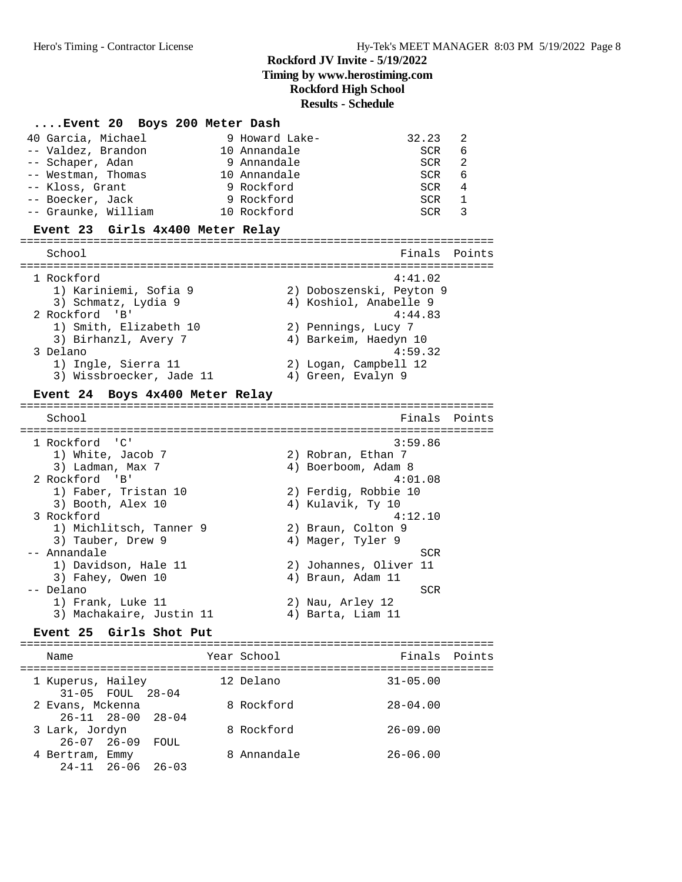# Rockford JV Invite - 5/19/2022

**Timing by www.herostiming.com**

**Rockford High School**

**Results - Schedule**

### ....Event 20 Boys 200 Meter Dash

| Place | Name | Year | School | Finals | H# |
|---|---|---|---|---|---|
| 40 | Garcia, Michael | 9 | Howard Lake- | 32.23 | 2 |
| -- | Valdez, Brandon | 10 | Annandale | SCR | 6 |
| -- | Schaper, Adan | 9 | Annandale | SCR | 2 |
| -- | Westman, Thomas | 10 | Annandale | SCR | 6 |
| -- | Kloss, Grant | 9 | Rockford | SCR | 4 |
| -- | Boecker, Jack | 9 | Rockford | SCR | 1 |
| -- | Graunke, William | 10 | Rockford | SCR | 3 |

### Event 23 Girls 4x400 Meter Relay

| Place | School | Finals | Points |
|---|---|---|---|
| 1 | Rockford | 4:41.02 | |
| | 1) Kariniemi, Sofia 9; 2) Doboszenski, Peyton 9; 3) Schmatz, Lydia 9; 4) Koshiol, Anabelle 9 | | |
| 2 | Rockford 'B' | 4:44.83 | |
| | 1) Smith, Elizabeth 10; 2) Pennings, Lucy 7; 3) Birhanzl, Avery 7; 4) Barkeim, Haedyn 10 | | |
| 3 | Delano | 4:59.32 | |
| | 1) Ingle, Sierra 11; 2) Logan, Campbell 12; 3) Wissbroecker, Jade 11; 4) Green, Evalyn 9 | | |

### Event 24 Boys 4x400 Meter Relay

| Place | School | Finals | Points |
|---|---|---|---|
| 1 | Rockford 'C' | 3:59.86 | |
| | 1) White, Jacob 7; 2) Robran, Ethan 7; 3) Ladman, Max 7; 4) Boerboom, Adam 8 | | |
| 2 | Rockford 'B' | 4:01.08 | |
| | 1) Faber, Tristan 10; 2) Ferdig, Robbie 10; 3) Booth, Alex 10; 4) Kulavik, Ty 10 | | |
| 3 | Rockford | 4:12.10 | |
| | 1) Michlitsch, Tanner 9; 2) Braun, Colton 9; 3) Tauber, Drew 9; 4) Mager, Tyler 9 | | |
| -- | Annandale | SCR | |
| | 1) Davidson, Hale 11; 2) Johannes, Oliver 11; 3) Fahey, Owen 10; 4) Braun, Adam 11 | | |
| -- | Delano | SCR | |
| | 1) Frank, Luke 11; 2) Nau, Arley 12; 3) Machakaire, Justin 11; 4) Barta, Liam 11 | | |

### Event 25 Girls Shot Put

| Place | Name | Year | School | Finals | Points |
|---|---|---|---|---|---|
| 1 | Kuperus, Hailey | 12 | Delano | 31-05.00 | |
| | 31-05 FOUL 28-04 | | | | |
| 2 | Evans, Mckenna | 8 | Rockford | 28-04.00 | |
| | 26-11 28-00 28-04 | | | | |
| 3 | Lark, Jordyn | 8 | Rockford | 26-09.00 | |
| | 26-07 26-09 FOUL | | | | |
| 4 | Bertram, Emmy | 8 | Annandale | 26-06.00 | |
| | 24-11 26-06 26-03 | | | | |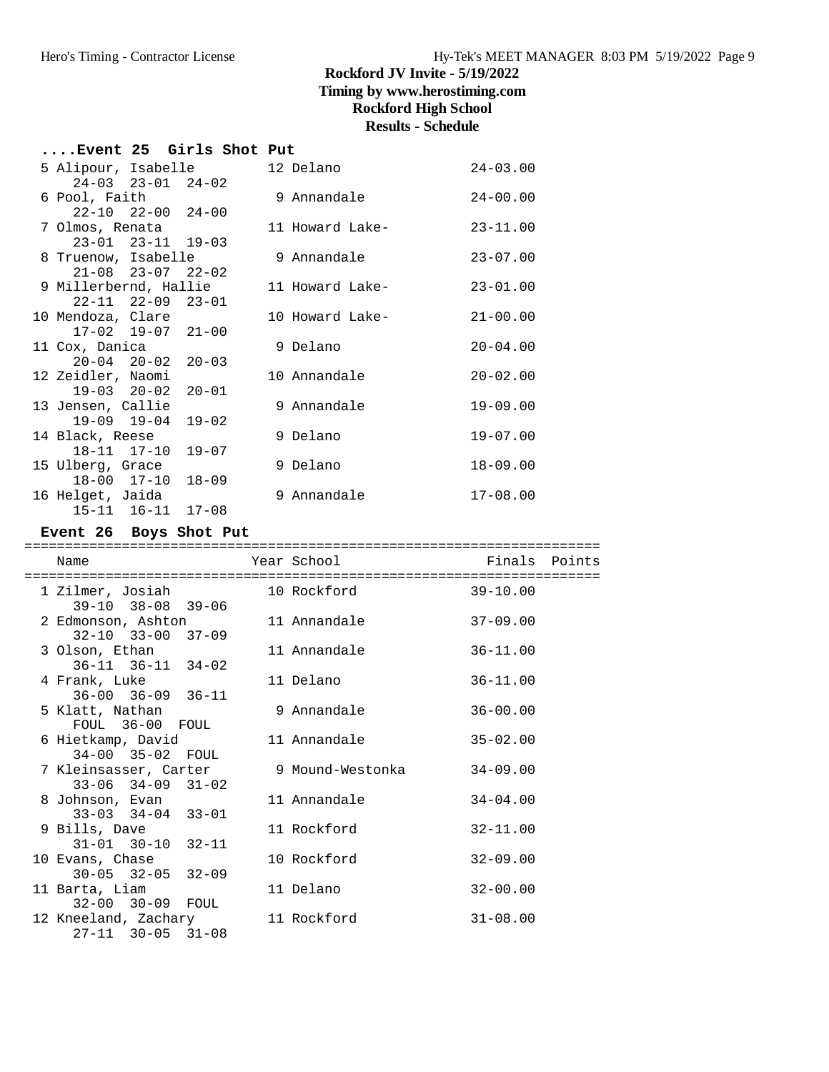# Rockford JV Invite - 5/19/2022

## Timing by www.herostiming.com

## Rockford High School

## Results - Schedule

### ....Event 25 Girls Shot Put

| Place | Name | Year | School | Finals |
|---|---|---|---|---|
| 5 | Alipour, Isabelle | 12 | Delano | 24-03.00 |
| | 24-03 23-01 24-02 | | | |
| 6 | Pool, Faith | 9 | Annandale | 24-00.00 |
| | 22-10 22-00 24-00 | | | |
| 7 | Olmos, Renata | 11 | Howard Lake- | 23-11.00 |
| | 23-01 23-11 19-03 | | | |
| 8 | Truenow, Isabelle | 9 | Annandale | 23-07.00 |
| | 21-08 23-07 22-02 | | | |
| 9 | Millerbernd, Hallie | 11 | Howard Lake- | 23-01.00 |
| | 22-11 22-09 23-01 | | | |
| 10 | Mendoza, Clare | 10 | Howard Lake- | 21-00.00 |
| | 17-02 19-07 21-00 | | | |
| 11 | Cox, Danica | 9 | Delano | 20-04.00 |
| | 20-04 20-02 20-03 | | | |
| 12 | Zeidler, Naomi | 10 | Annandale | 20-02.00 |
| | 19-03 20-02 20-01 | | | |
| 13 | Jensen, Callie | 9 | Annandale | 19-09.00 |
| | 19-09 19-04 19-02 | | | |
| 14 | Black, Reese | 9 | Delano | 19-07.00 |
| | 18-11 17-10 19-07 | | | |
| 15 | Ulberg, Grace | 9 | Delano | 18-09.00 |
| | 18-00 17-10 18-09 | | | |
| 16 | Helget, Jaida | 9 | Annandale | 17-08.00 |
| | 15-11 16-11 17-08 | | | |

### Event 26 Boys Shot Put

| Place | Name | Year | School | Finals | Points |
|---|---|---|---|---|---|
| 1 | Zilmer, Josiah | 10 | Rockford | 39-10.00 | |
| | 39-10 38-08 39-06 | | | | |
| 2 | Edmonson, Ashton | 11 | Annandale | 37-09.00 | |
| | 32-10 33-00 37-09 | | | | |
| 3 | Olson, Ethan | 11 | Annandale | 36-11.00 | |
| | 36-11 36-11 34-02 | | | | |
| 4 | Frank, Luke | 11 | Delano | 36-11.00 | |
| | 36-00 36-09 36-11 | | | | |
| 5 | Klatt, Nathan | 9 | Annandale | 36-00.00 | |
| | FOUL 36-00 FOUL | | | | |
| 6 | Hietkamp, David | 11 | Annandale | 35-02.00 | |
| | 34-00 35-02 FOUL | | | | |
| 7 | Kleinsasser, Carter | 9 | Mound-Westonka | 34-09.00 | |
| | 33-06 34-09 31-02 | | | | |
| 8 | Johnson, Evan | 11 | Annandale | 34-04.00 | |
| | 33-03 34-04 33-01 | | | | |
| 9 | Bills, Dave | 11 | Rockford | 32-11.00 | |
| | 31-01 30-10 32-11 | | | | |
| 10 | Evans, Chase | 10 | Rockford | 32-09.00 | |
| | 30-05 32-05 32-09 | | | | |
| 11 | Barta, Liam | 11 | Delano | 32-00.00 | |
| | 32-00 30-09 FOUL | | | | |
| 12 | Kneeland, Zachary | 11 | Rockford | 31-08.00 | |
| | 27-11 30-05 31-08 | | | | |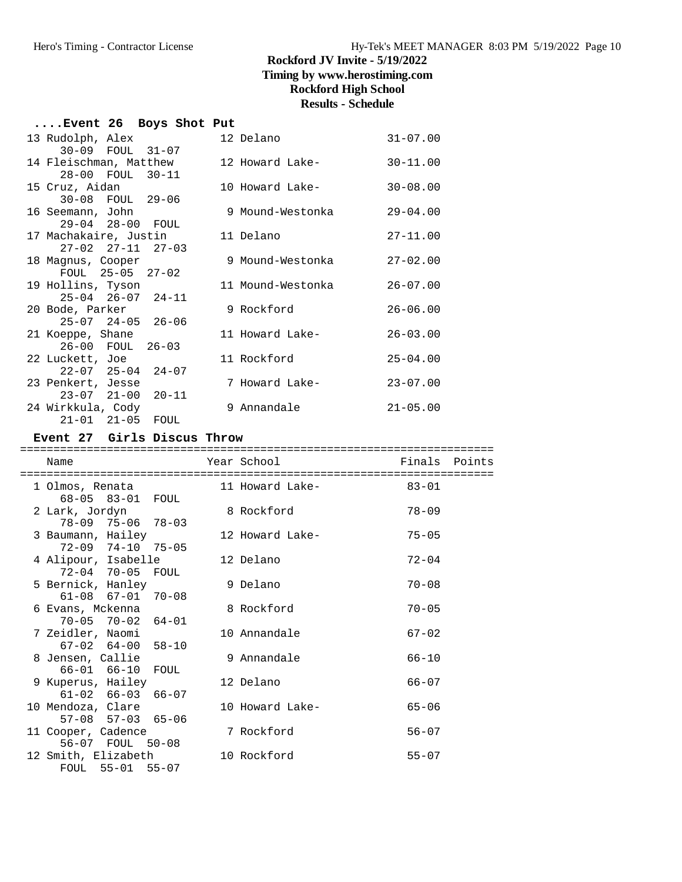# Rockford JV Invite - 5/19/2022
## Timing by www.herostiming.com
## Rockford High School
## Results - Schedule

### ....Event 26 Boys Shot Put

| Place | Name | Year | School | Finals | Points |
|---|---|---|---|---|---|
| 13 | Rudolph, Alex | 12 | Delano | 31-07.00 | |
| | 30-09 FOUL 31-07 | | | | |
| 14 | Fleischman, Matthew | 12 | Howard Lake- | 30-11.00 | |
| | 28-00 FOUL 30-11 | | | | |
| 15 | Cruz, Aidan | 10 | Howard Lake- | 30-08.00 | |
| | 30-08 FOUL 29-06 | | | | |
| 16 | Seemann, John | 9 | Mound-Westonka | 29-04.00 | |
| | 29-04 28-00 FOUL | | | | |
| 17 | Machakaire, Justin | 11 | Delano | 27-11.00 | |
| | 27-02 27-11 27-03 | | | | |
| 18 | Magnus, Cooper | 9 | Mound-Westonka | 27-02.00 | |
| | FOUL 25-05 27-02 | | | | |
| 19 | Hollins, Tyson | 11 | Mound-Westonka | 26-07.00 | |
| | 25-04 26-07 24-11 | | | | |
| 20 | Bode, Parker | 9 | Rockford | 26-06.00 | |
| | 25-07 24-05 26-06 | | | | |
| 21 | Koeppe, Shane | 11 | Howard Lake- | 26-03.00 | |
| | 26-00 FOUL 26-03 | | | | |
| 22 | Luckett, Joe | 11 | Rockford | 25-04.00 | |
| | 22-07 25-04 24-07 | | | | |
| 23 | Penkert, Jesse | 7 | Howard Lake- | 23-07.00 | |
| | 23-07 21-00 20-11 | | | | |
| 24 | Wirkkula, Cody | 9 | Annandale | 21-05.00 | |
| | 21-01 21-05 FOUL | | | | |

### Event 27 Girls Discus Throw

| Place | Name | Year | School | Finals | Points |
|---|---|---|---|---|---|
| 1 | Olmos, Renata | 11 | Howard Lake- | 83-01 | |
| | 68-05 83-01 FOUL | | | | |
| 2 | Lark, Jordyn | 8 | Rockford | 78-09 | |
| | 78-09 75-06 78-03 | | | | |
| 3 | Baumann, Hailey | 12 | Howard Lake- | 75-05 | |
| | 72-09 74-10 75-05 | | | | |
| 4 | Alipour, Isabelle | 12 | Delano | 72-04 | |
| | 72-04 70-05 FOUL | | | | |
| 5 | Bernick, Hanley | 9 | Delano | 70-08 | |
| | 61-08 67-01 70-08 | | | | |
| 6 | Evans, Mckenna | 8 | Rockford | 70-05 | |
| | 70-05 70-02 64-01 | | | | |
| 7 | Zeidler, Naomi | 10 | Annandale | 67-02 | |
| | 67-02 64-00 58-10 | | | | |
| 8 | Jensen, Callie | 9 | Annandale | 66-10 | |
| | 66-01 66-10 FOUL | | | | |
| 9 | Kuperus, Hailey | 12 | Delano | 66-07 | |
| | 61-02 66-03 66-07 | | | | |
| 10 | Mendoza, Clare | 10 | Howard Lake- | 65-06 | |
| | 57-08 57-03 65-06 | | | | |
| 11 | Cooper, Cadence | 7 | Rockford | 56-07 | |
| | 56-07 FOUL 50-08 | | | | |
| 12 | Smith, Elizabeth | 10 | Rockford | 55-07 | |
| | FOUL 55-01 55-07 | | | | |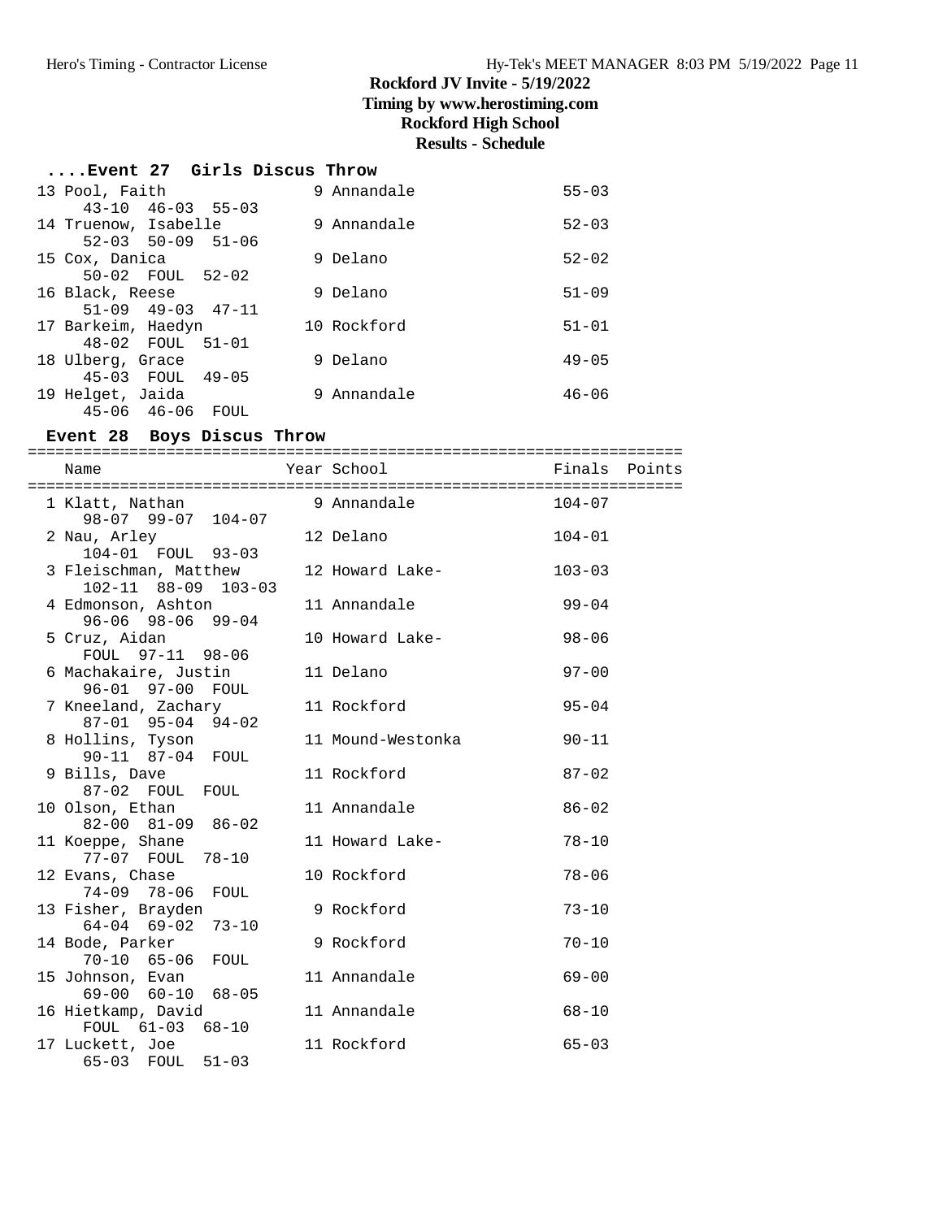# Rockford JV Invite - 5/19/2022

**Timing by www.herostiming.com**

**Rockford High School**

**Results - Schedule**

### ....Event 27 Girls Discus Throw

| Place | Name | Year | School | Finals | Points |
|---|---|---|---|---|---|
| 13 | Pool, Faith | 9 | Annandale | 55-03 | |
| | 43-10 46-03 55-03 | | | | |
| 14 | Truenow, Isabelle | 9 | Annandale | 52-03 | |
| | 52-03 50-09 51-06 | | | | |
| 15 | Cox, Danica | 9 | Delano | 52-02 | |
| | 50-02 FOUL 52-02 | | | | |
| 16 | Black, Reese | 9 | Delano | 51-09 | |
| | 51-09 49-03 47-11 | | | | |
| 17 | Barkeim, Haedyn | 10 | Rockford | 51-01 | |
| | 48-02 FOUL 51-01 | | | | |
| 18 | Ulberg, Grace | 9 | Delano | 49-05 | |
| | 45-03 FOUL 49-05 | | | | |
| 19 | Helget, Jaida | 9 | Annandale | 46-06 | |
| | 45-06 46-06 FOUL | | | | |

### Event 28 Boys Discus Throw

| Place | Name | Year | School | Finals | Points |
|---|---|---|---|---|---|
| 1 | Klatt, Nathan | 9 | Annandale | 104-07 | |
| | 98-07 99-07 104-07 | | | | |
| 2 | Nau, Arley | 12 | Delano | 104-01 | |
| | 104-01 FOUL 93-03 | | | | |
| 3 | Fleischman, Matthew | 12 | Howard Lake- | 103-03 | |
| | 102-11 88-09 103-03 | | | | |
| 4 | Edmonson, Ashton | 11 | Annandale | 99-04 | |
| | 96-06 98-06 99-04 | | | | |
| 5 | Cruz, Aidan | 10 | Howard Lake- | 98-06 | |
| | FOUL 97-11 98-06 | | | | |
| 6 | Machakaire, Justin | 11 | Delano | 97-00 | |
| | 96-01 97-00 FOUL | | | | |
| 7 | Kneeland, Zachary | 11 | Rockford | 95-04 | |
| | 87-01 95-04 94-02 | | | | |
| 8 | Hollins, Tyson | 11 | Mound-Westonka | 90-11 | |
| | 90-11 87-04 FOUL | | | | |
| 9 | Bills, Dave | 11 | Rockford | 87-02 | |
| | 87-02 FOUL FOUL | | | | |
| 10 | Olson, Ethan | 11 | Annandale | 86-02 | |
| | 82-00 81-09 86-02 | | | | |
| 11 | Koeppe, Shane | 11 | Howard Lake- | 78-10 | |
| | 77-07 FOUL 78-10 | | | | |
| 12 | Evans, Chase | 10 | Rockford | 78-06 | |
| | 74-09 78-06 FOUL | | | | |
| 13 | Fisher, Brayden | 9 | Rockford | 73-10 | |
| | 64-04 69-02 73-10 | | | | |
| 14 | Bode, Parker | 9 | Rockford | 70-10 | |
| | 70-10 65-06 FOUL | | | | |
| 15 | Johnson, Evan | 11 | Annandale | 69-00 | |
| | 69-00 60-10 68-05 | | | | |
| 16 | Hietkamp, David | 11 | Annandale | 68-10 | |
| | FOUL 61-03 68-10 | | | | |
| 17 | Luckett, Joe | 11 | Rockford | 65-03 | |
| | 65-03 FOUL 51-03 | | | | |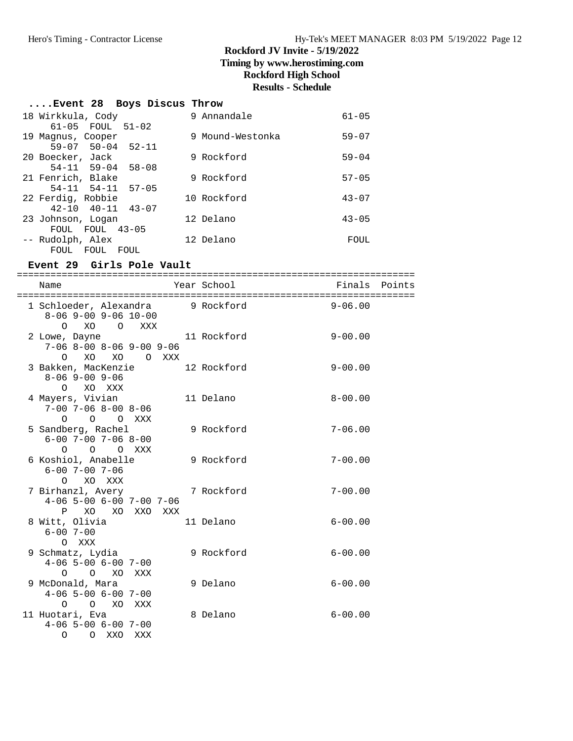# Rockford JV Invite - 5/19/2022

**Timing by www.herostiming.com**

**Rockford High School**

**Results - Schedule**

### ....Event 28 Boys Discus Throw

```
 18 Wirkkula, Cody             9 Annandale             61-05
     61-05  FOUL  51-02
 19 Magnus, Cooper             9 Mound-Westonka        59-07
     59-07  50-04  52-11
 20 Boecker, Jack              9 Rockford              59-04
     54-11  59-04  58-08
 21 Fenrich, Blake             9 Rockford              57-05
     54-11  54-11  57-05
 22 Ferdig, Robbie            10 Rockford              43-07
     42-10  40-11  43-07
 23 Johnson, Logan            12 Delano                43-05
     FOUL  FOUL  43-05
 -- Rudolph, Alex             12 Delano                 FOUL
     FOUL  FOUL  FOUL
```

### Event 29 Girls Pole Vault

```
=======================================================================
    Name                    Year School                 Finals  Points
=======================================================================
  1 Schloeder, Alexandra      9 Rockford               9-06.00
     8-06 9-00 9-06 10-00
       O   XO    O   XXX
  2 Lowe, Dayne              11 Rockford               9-00.00
     7-06 8-00 8-06 9-00 9-06
       O   XO   XO    O  XXX
  3 Bakken, MacKenzie        12 Rockford               9-00.00
     8-06 9-00 9-06
       O   XO  XXX
  4 Mayers, Vivian           11 Delano                 8-00.00
     7-00 7-06 8-00 8-06
       O    O    O  XXX
  5 Sandberg, Rachel          9 Rockford               7-06.00
     6-00 7-00 7-06 8-00
       O    O    O  XXX
  6 Koshiol, Anabelle         9 Rockford               7-00.00
     6-00 7-00 7-06
       O   XO  XXX
  7 Birhanzl, Avery           7 Rockford               7-00.00
     4-06 5-00 6-00 7-00 7-06
       P   XO   XO  XXO  XXX
  8 Witt, Olivia             11 Delano                 6-00.00
     6-00 7-00
       O  XXX
  9 Schmatz, Lydia            9 Rockford               6-00.00
     4-06 5-00 6-00 7-00
       O    O   XO  XXX
  9 McDonald, Mara            9 Delano                 6-00.00
     4-06 5-00 6-00 7-00
       O    O   XO  XXX
 11 Huotari, Eva              8 Delano                 6-00.00
     4-06 5-00 6-00 7-00
       O    O  XXO  XXX
```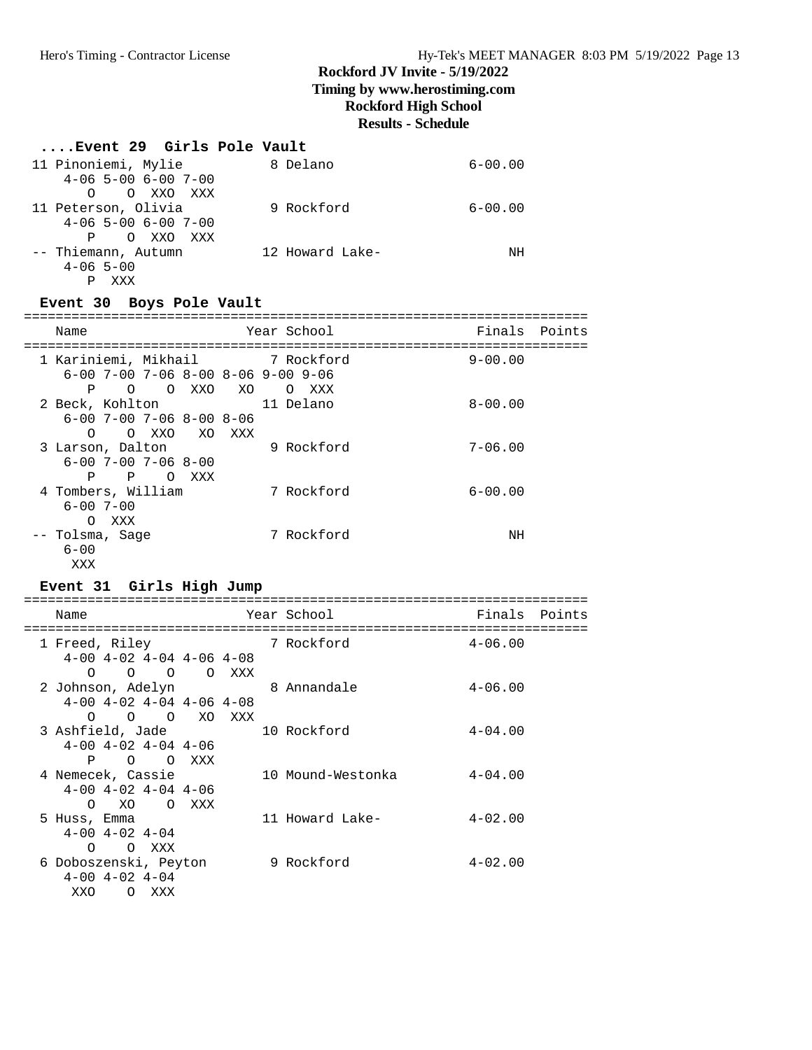**Rockford JV Invite - 5/19/2022**
**Timing by www.herostiming.com**
**Rockford High School**
**Results - Schedule**

### ....Event 29 Girls Pole Vault

```
 11 Pinoniemi, Mylie           8 Delano                 6-00.00
     4-06 5-00 6-00 7-00
        O    O  XXO  XXX
 11 Peterson, Olivia           9 Rockford               6-00.00
     4-06 5-00 6-00 7-00
        P    O  XXO  XXX
 -- Thiemann, Autumn          12 Howard Lake-                NH
     4-06 5-00
        P  XXX
```

### Event 30 Boys Pole Vault

```
=======================================================================
    Name                    Year School                 Finals  Points
=======================================================================
  1 Kariniemi, Mikhail         7 Rockford               9-00.00
     6-00 7-00 7-06 8-00 8-06 9-00 9-06
        P    O    O  XXO   XO    O  XXX
  2 Beck, Kohlton             11 Delano                 8-00.00
     6-00 7-00 7-06 8-00 8-06
        O    O  XXO   XO  XXX
  3 Larson, Dalton             9 Rockford               7-06.00
     6-00 7-00 7-06 8-00
        P    P    O  XXX
  4 Tombers, William           7 Rockford               6-00.00
     6-00 7-00
        O  XXX
 -- Tolsma, Sage               7 Rockford                    NH
     6-00
      XXX
```

### Event 31 Girls High Jump

```
=======================================================================
    Name                    Year School                 Finals  Points
=======================================================================
  1 Freed, Riley               7 Rockford               4-06.00
     4-00 4-02 4-04 4-06 4-08
        O    O    O    O  XXX
  2 Johnson, Adelyn            8 Annandale              4-06.00
     4-00 4-02 4-04 4-06 4-08
        O    O    O   XO  XXX
  3 Ashfield, Jade            10 Rockford               4-04.00
     4-00 4-02 4-04 4-06
        P    O    O  XXX
  4 Nemecek, Cassie           10 Mound-Westonka         4-04.00
     4-00 4-02 4-04 4-06
        O   XO    O  XXX
  5 Huss, Emma                11 Howard Lake-           4-02.00
     4-00 4-02 4-04
        O    O  XXX
  6 Doboszenski, Peyton        9 Rockford               4-02.00
     4-00 4-02 4-04
      XXO    O  XXX
```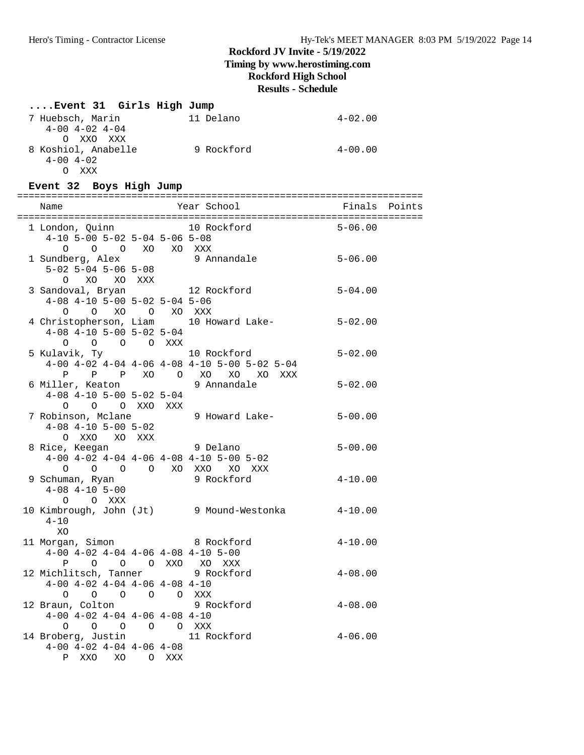# Rockford JV Invite - 5/19/2022

**Timing by www.herostiming.com**

**Rockford High School**

**Results - Schedule**

### ....Event 31 Girls High Jump

```
  7 Huebsch, Marin            11 Delano                 4-02.00
     4-00 4-02 4-04
        O  XXO  XXX
  8 Koshiol, Anabelle          9 Rockford               4-00.00
     4-00 4-02
        O  XXX
```

### Event 32 Boys High Jump

```
=======================================================================
    Name                    Year School                 Finals  Points
=======================================================================
  1 London, Quinn             10 Rockford               5-06.00
     4-10 5-00 5-02 5-04 5-06 5-08
        O    O    O   XO   XO  XXX
  1 Sundberg, Alex             9 Annandale              5-06.00
     5-02 5-04 5-06 5-08
        O   XO   XO  XXX
  3 Sandoval, Bryan           12 Rockford               5-04.00
     4-08 4-10 5-00 5-02 5-04 5-06
        O    O   XO    O   XO  XXX
  4 Christopherson, Liam      10 Howard Lake-           5-02.00
     4-08 4-10 5-00 5-02 5-04
        O    O    O    O  XXX
  5 Kulavik, Ty               10 Rockford               5-02.00
     4-00 4-02 4-04 4-06 4-08 4-10 5-00 5-02 5-04
        P    P    P   XO    O   XO   XO   XO  XXX
  6 Miller, Keaton             9 Annandale              5-02.00
     4-08 4-10 5-00 5-02 5-04
        O    O    O  XXO  XXX
  7 Robinson, Mclane           9 Howard Lake-           5-00.00
     4-08 4-10 5-00 5-02
        O  XXO   XO  XXX
  8 Rice, Keegan               9 Delano                 5-00.00
     4-00 4-02 4-04 4-06 4-08 4-10 5-00 5-02
        O    O    O    O   XO  XXO   XO  XXX
  9 Schuman, Ryan              9 Rockford               4-10.00
     4-08 4-10 5-00
        O    O  XXX
 10 Kimbrough, John (Jt)       9 Mound-Westonka         4-10.00
     4-10
       XO
 11 Morgan, Simon              8 Rockford               4-10.00
     4-00 4-02 4-04 4-06 4-08 4-10 5-00
        P    O    O    O  XXO   XO  XXX
 12 Michlitsch, Tanner         9 Rockford               4-08.00
     4-00 4-02 4-04 4-06 4-08 4-10
        O    O    O    O    O  XXX
 12 Braun, Colton              9 Rockford               4-08.00
     4-00 4-02 4-04 4-06 4-08 4-10
        O    O    O    O    O  XXX
 14 Broberg, Justin           11 Rockford               4-06.00
     4-00 4-02 4-04 4-06 4-08
        P  XXO   XO    O  XXX
```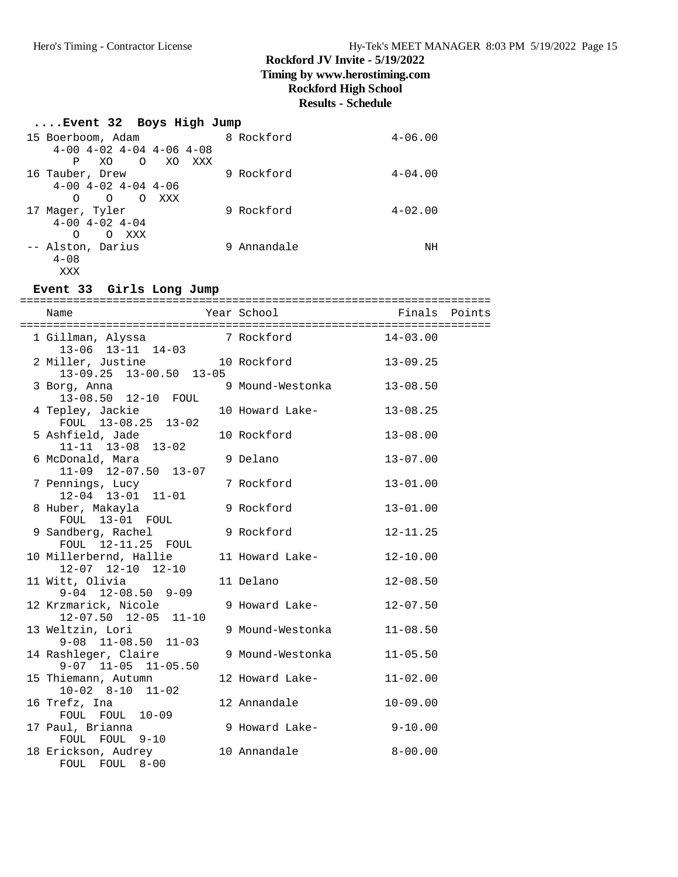# Rockford JV Invite - 5/19/2022
## Timing by www.herostiming.com
## Rockford High School
## Results - Schedule

### ....Event 32 Boys High Jump

```
 15 Boerboom, Adam             8 Rockford              4-06.00
     4-00 4-02 4-04 4-06 4-08
        P   XO    O   XO  XXX
 16 Tauber, Drew               9 Rockford              4-04.00
     4-00 4-02 4-04 4-06
        O    O    O  XXX
 17 Mager, Tyler               9 Rockford              4-02.00
     4-00 4-02 4-04
        O    O  XXX
 -- Alston, Darius             9 Annandale                  NH
     4-08
      XXX
```

### Event 33 Girls Long Jump

```
=======================================================================
    Name                    Year School                  Finals  Points
=======================================================================
  1 Gillman, Alyssa            7 Rockford              14-03.00
      13-06  13-11  14-03
  2 Miller, Justine           10 Rockford              13-09.25
      13-09.25  13-00.50  13-05
  3 Borg, Anna                 9 Mound-Westonka        13-08.50
      13-08.50  12-10  FOUL
  4 Tepley, Jackie            10 Howard Lake-          13-08.25
      FOUL  13-08.25  13-02
  5 Ashfield, Jade            10 Rockford              13-08.00
      11-11  13-08  13-02
  6 McDonald, Mara             9 Delano                13-07.00
      11-09  12-07.50  13-07
  7 Pennings, Lucy             7 Rockford              13-01.00
      12-04  13-01  11-01
  8 Huber, Makayla             9 Rockford              13-01.00
      FOUL  13-01  FOUL
  9 Sandberg, Rachel           9 Rockford              12-11.25
      FOUL  12-11.25  FOUL
 10 Millerbernd, Hallie       11 Howard Lake-          12-10.00
      12-07  12-10  12-10
 11 Witt, Olivia              11 Delano                12-08.50
      9-04  12-08.50  9-09
 12 Krzmarick, Nicole          9 Howard Lake-          12-07.50
      12-07.50  12-05  11-10
 13 Weltzin, Lori              9 Mound-Westonka        11-08.50
      9-08  11-08.50  11-03
 14 Rashleger, Claire          9 Mound-Westonka        11-05.50
      9-07  11-05  11-05.50
 15 Thiemann, Autumn          12 Howard Lake-          11-02.00
      10-02  8-10  11-02
 16 Trefz, Ina                12 Annandale             10-09.00
      FOUL  FOUL  10-09
 17 Paul, Brianna              9 Howard Lake-           9-10.00
      FOUL  FOUL  9-10
 18 Erickson, Audrey          10 Annandale              8-00.00
      FOUL  FOUL  8-00
```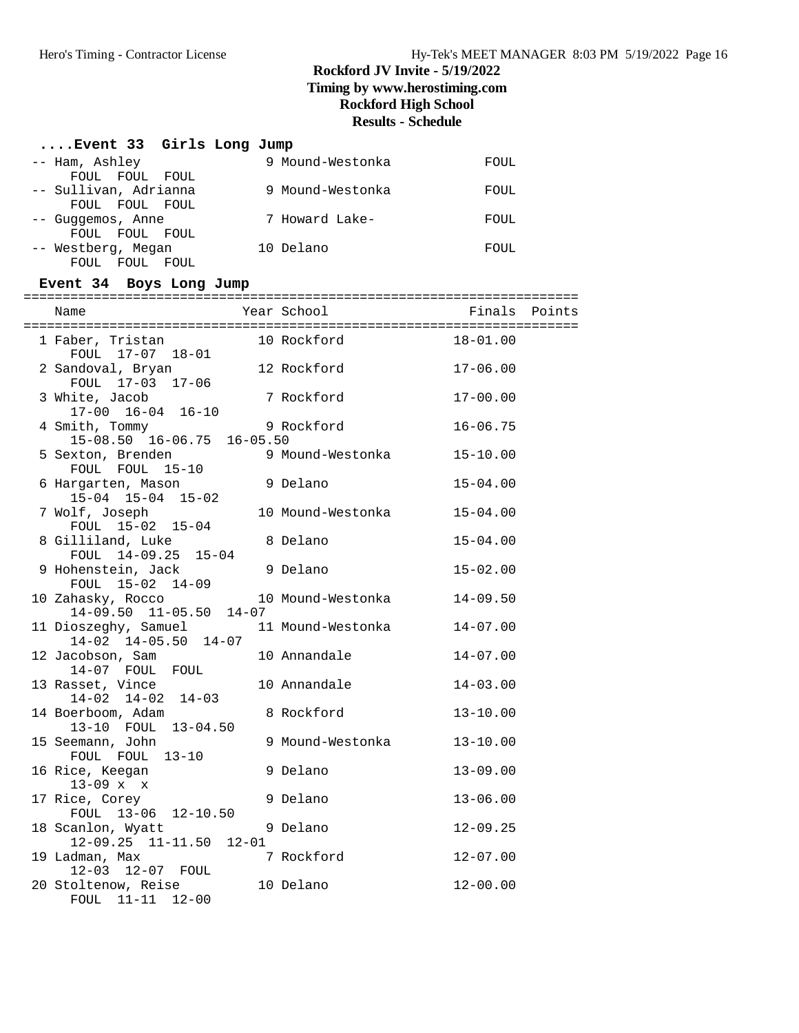# Rockford JV Invite - 5/19/2022

**Timing by www.herostiming.com**

**Rockford High School**

**Results - Schedule**

### ....Event 33 Girls Long Jump

| Name | Year | School | Finals |
|---|---|---|---|
| -- Ham, Ashley | 9 | Mound-Westonka | FOUL |
| FOUL FOUL FOUL | | | |
| -- Sullivan, Adrianna | 9 | Mound-Westonka | FOUL |
| FOUL FOUL FOUL | | | |
| -- Guggemos, Anne | 7 | Howard Lake- | FOUL |
| FOUL FOUL FOUL | | | |
| -- Westberg, Megan | 10 | Delano | FOUL |
| FOUL FOUL FOUL | | | |

### Event 34 Boys Long Jump

| Name | Year | School | Finals | Points |
|---|---|---|---|---|
| 1 Faber, Tristan | 10 | Rockford | 18-01.00 | |
| FOUL 17-07 18-01 | | | | |
| 2 Sandoval, Bryan | 12 | Rockford | 17-06.00 | |
| FOUL 17-03 17-06 | | | | |
| 3 White, Jacob | 7 | Rockford | 17-00.00 | |
| 17-00 16-04 16-10 | | | | |
| 4 Smith, Tommy | 9 | Rockford | 16-06.75 | |
| 15-08.50 16-06.75 16-05.50 | | | | |
| 5 Sexton, Brenden | 9 | Mound-Westonka | 15-10.00 | |
| FOUL FOUL 15-10 | | | | |
| 6 Hargarten, Mason | 9 | Delano | 15-04.00 | |
| 15-04 15-04 15-02 | | | | |
| 7 Wolf, Joseph | 10 | Mound-Westonka | 15-04.00 | |
| FOUL 15-02 15-04 | | | | |
| 8 Gilliland, Luke | 8 | Delano | 15-04.00 | |
| FOUL 14-09.25 15-04 | | | | |
| 9 Hohenstein, Jack | 9 | Delano | 15-02.00 | |
| FOUL 15-02 14-09 | | | | |
| 10 Zahasky, Rocco | 10 | Mound-Westonka | 14-09.50 | |
| 14-09.50 11-05.50 14-07 | | | | |
| 11 Dioszeghy, Samuel | 11 | Mound-Westonka | 14-07.00 | |
| 14-02 14-05.50 14-07 | | | | |
| 12 Jacobson, Sam | 10 | Annandale | 14-07.00 | |
| 14-07 FOUL FOUL | | | | |
| 13 Rasset, Vince | 10 | Annandale | 14-03.00 | |
| 14-02 14-02 14-03 | | | | |
| 14 Boerboom, Adam | 8 | Rockford | 13-10.00 | |
| 13-10 FOUL 13-04.50 | | | | |
| 15 Seemann, John | 9 | Mound-Westonka | 13-10.00 | |
| FOUL FOUL 13-10 | | | | |
| 16 Rice, Keegan | 9 | Delano | 13-09.00 | |
| 13-09 x x | | | | |
| 17 Rice, Corey | 9 | Delano | 13-06.00 | |
| FOUL 13-06 12-10.50 | | | | |
| 18 Scanlon, Wyatt | 9 | Delano | 12-09.25 | |
| 12-09.25 11-11.50 12-01 | | | | |
| 19 Ladman, Max | 7 | Rockford | 12-07.00 | |
| 12-03 12-07 FOUL | | | | |
| 20 Stoltenow, Reise | 10 | Delano | 12-00.00 | |
| FOUL 11-11 12-00 | | | | |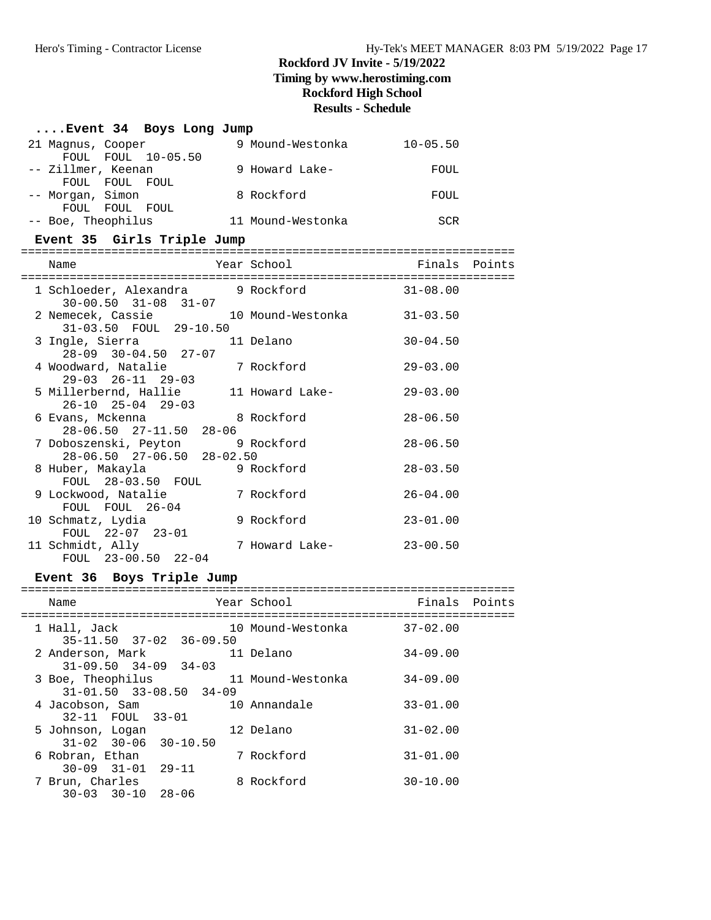# Rockford JV Invite - 5/19/2022
## Timing by www.herostiming.com
## Rockford High School
## Results - Schedule

### ....Event 34 Boys Long Jump

| Place | Name | Year | School | Finals | Points |
|---|---|---|---|---|---|
| 21 | Magnus, Cooper | 9 | Mound-Westonka | 10-05.50 | |
| | FOUL FOUL 10-05.50 | | | | |
| -- | Zillmer, Keenan | 9 | Howard Lake- | FOUL | |
| | FOUL FOUL FOUL | | | | |
| -- | Morgan, Simon | 8 | Rockford | FOUL | |
| | FOUL FOUL FOUL | | | | |
| -- | Boe, Theophilus | 11 | Mound-Westonka | SCR | |

### Event 35 Girls Triple Jump

| Place | Name | Year | School | Finals | Points |
|---|---|---|---|---|---|
| 1 | Schloeder, Alexandra | 9 | Rockford | 31-08.00 | |
| | 30-00.50 31-08 31-07 | | | | |
| 2 | Nemecek, Cassie | 10 | Mound-Westonka | 31-03.50 | |
| | 31-03.50 FOUL 29-10.50 | | | | |
| 3 | Ingle, Sierra | 11 | Delano | 30-04.50 | |
| | 28-09 30-04.50 27-07 | | | | |
| 4 | Woodward, Natalie | 7 | Rockford | 29-03.00 | |
| | 29-03 26-11 29-03 | | | | |
| 5 | Millerbernd, Hallie | 11 | Howard Lake- | 29-03.00 | |
| | 26-10 25-04 29-03 | | | | |
| 6 | Evans, Mckenna | 8 | Rockford | 28-06.50 | |
| | 28-06.50 27-11.50 28-06 | | | | |
| 7 | Doboszenski, Peyton | 9 | Rockford | 28-06.50 | |
| | 28-06.50 27-06.50 28-02.50 | | | | |
| 8 | Huber, Makayla | 9 | Rockford | 28-03.50 | |
| | FOUL 28-03.50 FOUL | | | | |
| 9 | Lockwood, Natalie | 7 | Rockford | 26-04.00 | |
| | FOUL FOUL 26-04 | | | | |
| 10 | Schmatz, Lydia | 9 | Rockford | 23-01.00 | |
| | FOUL 22-07 23-01 | | | | |
| 11 | Schmidt, Ally | 7 | Howard Lake- | 23-00.50 | |
| | FOUL 23-00.50 22-04 | | | | |

### Event 36 Boys Triple Jump

| Place | Name | Year | School | Finals | Points |
|---|---|---|---|---|---|
| 1 | Hall, Jack | 10 | Mound-Westonka | 37-02.00 | |
| | 35-11.50 37-02 36-09.50 | | | | |
| 2 | Anderson, Mark | 11 | Delano | 34-09.00 | |
| | 31-09.50 34-09 34-03 | | | | |
| 3 | Boe, Theophilus | 11 | Mound-Westonka | 34-09.00 | |
| | 31-01.50 33-08.50 34-09 | | | | |
| 4 | Jacobson, Sam | 10 | Annandale | 33-01.00 | |
| | 32-11 FOUL 33-01 | | | | |
| 5 | Johnson, Logan | 12 | Delano | 31-02.00 | |
| | 31-02 30-06 30-10.50 | | | | |
| 6 | Robran, Ethan | 7 | Rockford | 31-01.00 | |
| | 30-09 31-01 29-11 | | | | |
| 7 | Brun, Charles | 8 | Rockford | 30-10.00 | |
| | 30-03 30-10 28-06 | | | | |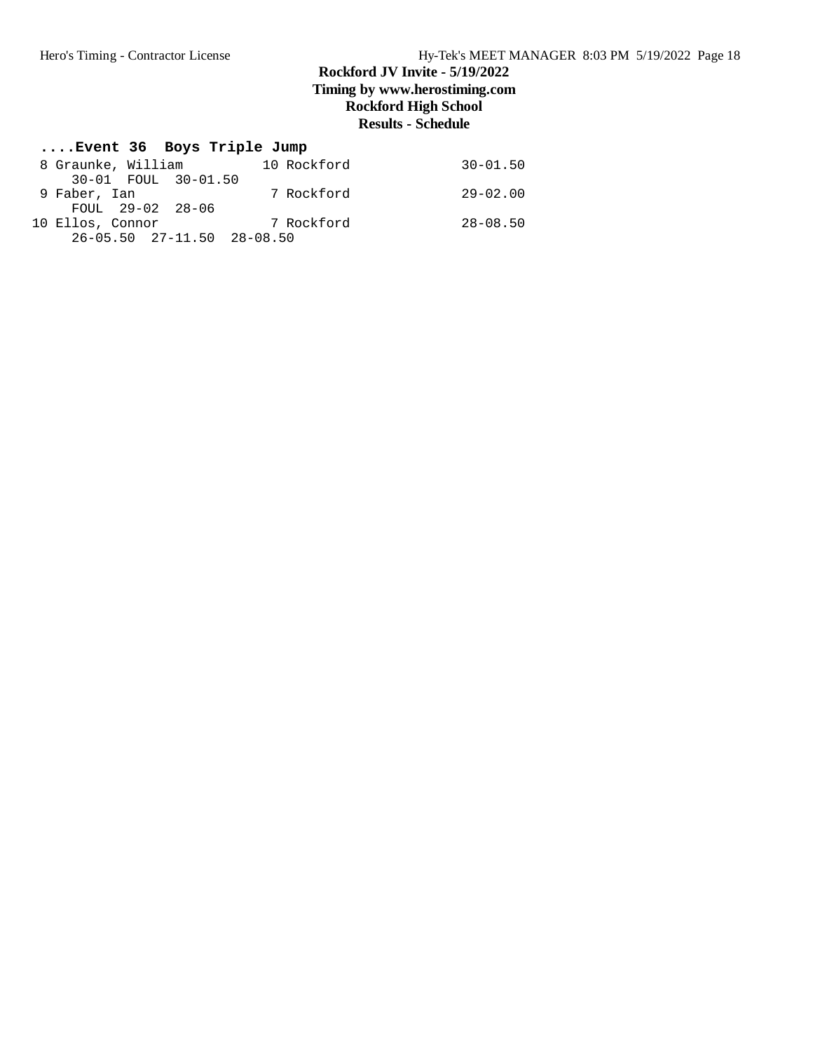# Rockford JV Invite - 5/19/2022

**Timing by www.herostiming.com**

**Rockford High School**

**Results - Schedule**

### ....Event 36 Boys Triple Jump

| | | | |
|---|---|---|---|
| 8 | Graunke, William | 10 Rockford | 30-01.50 |
| | 30-01 FOUL 30-01.50 | | |
| 9 | Faber, Ian | 7 Rockford | 29-02.00 |
| | FOUL 29-02 28-06 | | |
| 10 | Ellos, Connor | 7 Rockford | 28-08.50 |
| | 26-05.50 27-11.50 28-08.50 | | |